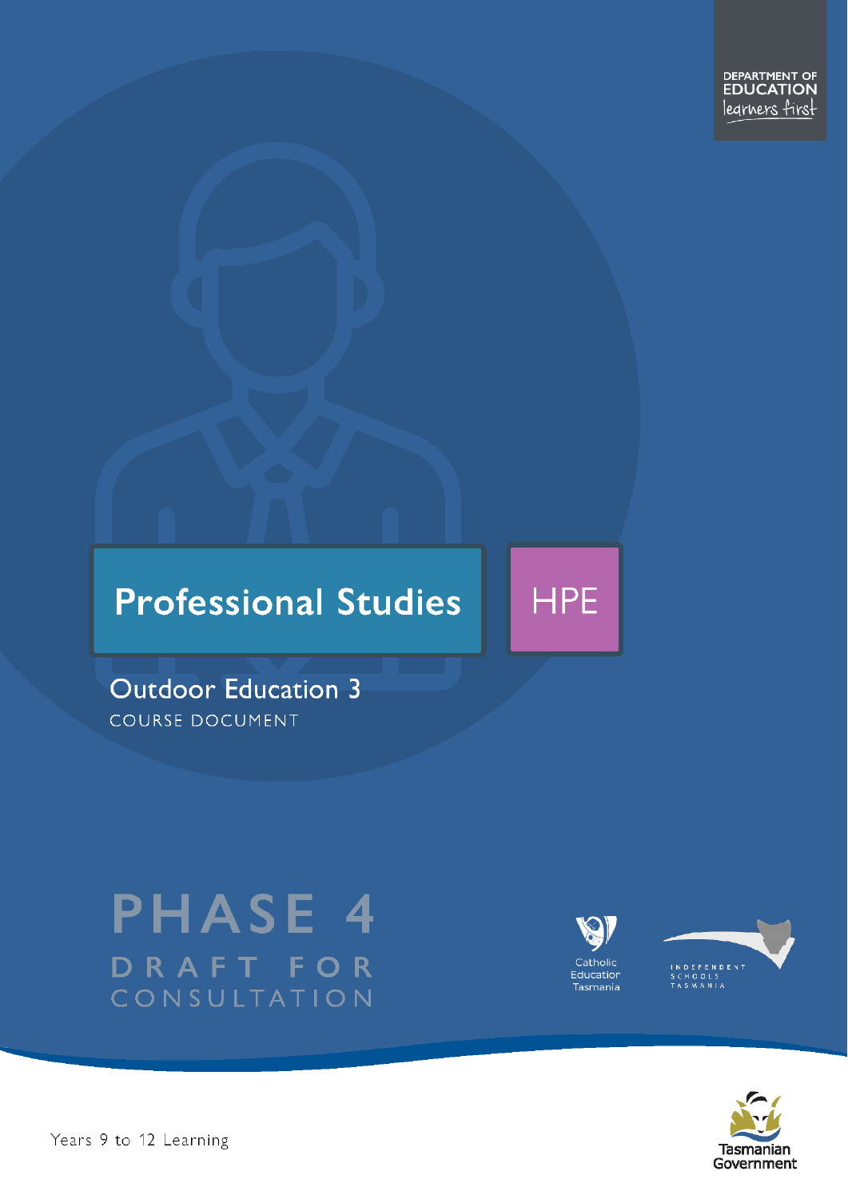DEPARTMENT OF EDUCATION
learners first

# Professional Studies

HPE

## Outdoor Education 3

COURSE DOCUMENT

PHASE 4

DRAFT FOR CONSULTATION

Catholic Education Tasmania

INDEPENDENT SCHOOLS TASMANIA

Years 9 to 12 Learning

Tasmanian Government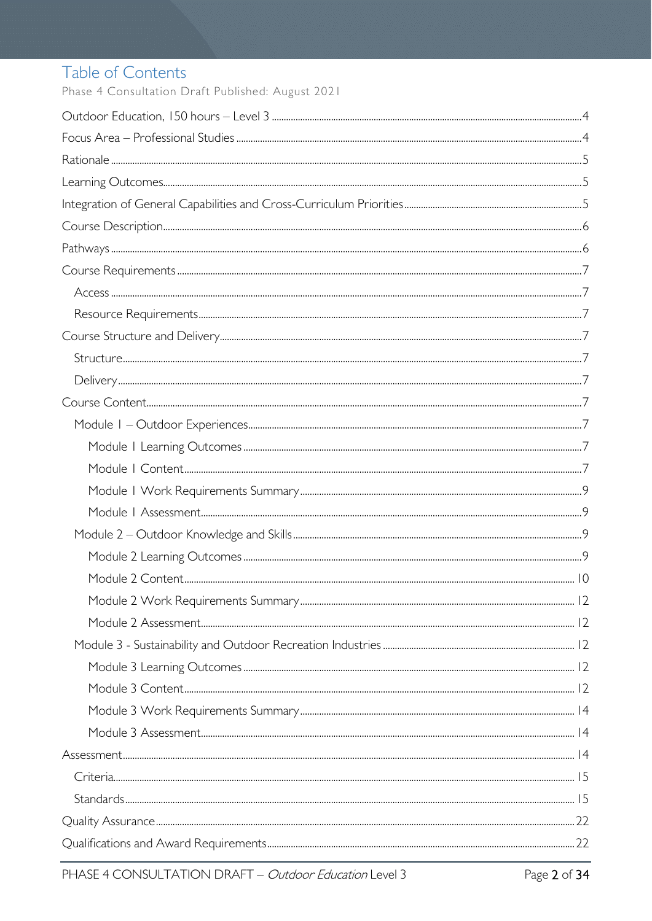# Table of Contents

Phase 4 Consultation Draft Published: August 2021

- Outdoor Education, 150 hours – Level 3 ... 4
- Focus Area – Professional Studies ... 4
- Rationale ... 5
- Learning Outcomes ... 5
- Integration of General Capabilities and Cross-Curriculum Priorities ... 5
- Course Description ... 6
- Pathways ... 6
- Course Requirements ... 7
  - Access ... 7
  - Resource Requirements ... 7
- Course Structure and Delivery ... 7
  - Structure ... 7
  - Delivery ... 7
- Course Content ... 7
  - Module 1 – Outdoor Experiences ... 7
    - Module 1 Learning Outcomes ... 7
    - Module 1 Content ... 7
    - Module 1 Work Requirements Summary ... 9
    - Module 1 Assessment ... 9
  - Module 2 – Outdoor Knowledge and Skills ... 9
    - Module 2 Learning Outcomes ... 9
    - Module 2 Content ... 10
    - Module 2 Work Requirements Summary ... 12
    - Module 2 Assessment ... 12
  - Module 3 - Sustainability and Outdoor Recreation Industries ... 12
    - Module 3 Learning Outcomes ... 12
    - Module 3 Content ... 12
    - Module 3 Work Requirements Summary ... 14
    - Module 3 Assessment ... 14
- Assessment ... 14
  - Criteria ... 15
  - Standards ... 15
- Quality Assurance ... 22
- Qualifications and Award Requirements ... 22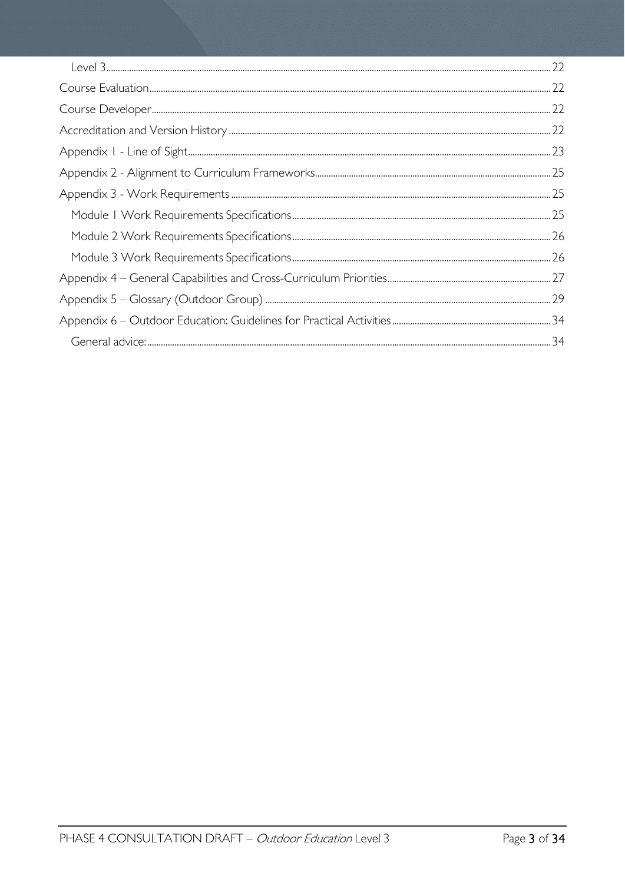Level 3 ... 22

Course Evaluation ... 22

Course Developer ... 22

Accreditation and Version History ... 22

Appendix 1 - Line of Sight ... 23

Appendix 2 - Alignment to Curriculum Frameworks ... 25

Appendix 3 - Work Requirements ... 25

Module 1 Work Requirements Specifications ... 25

Module 2 Work Requirements Specifications ... 26

Module 3 Work Requirements Specifications ... 26

Appendix 4 – General Capabilities and Cross-Curriculum Priorities ... 27

Appendix 5 – Glossary (Outdoor Group) ... 29

Appendix 6 – Outdoor Education: Guidelines for Practical Activities ... 34

General advice: ... 34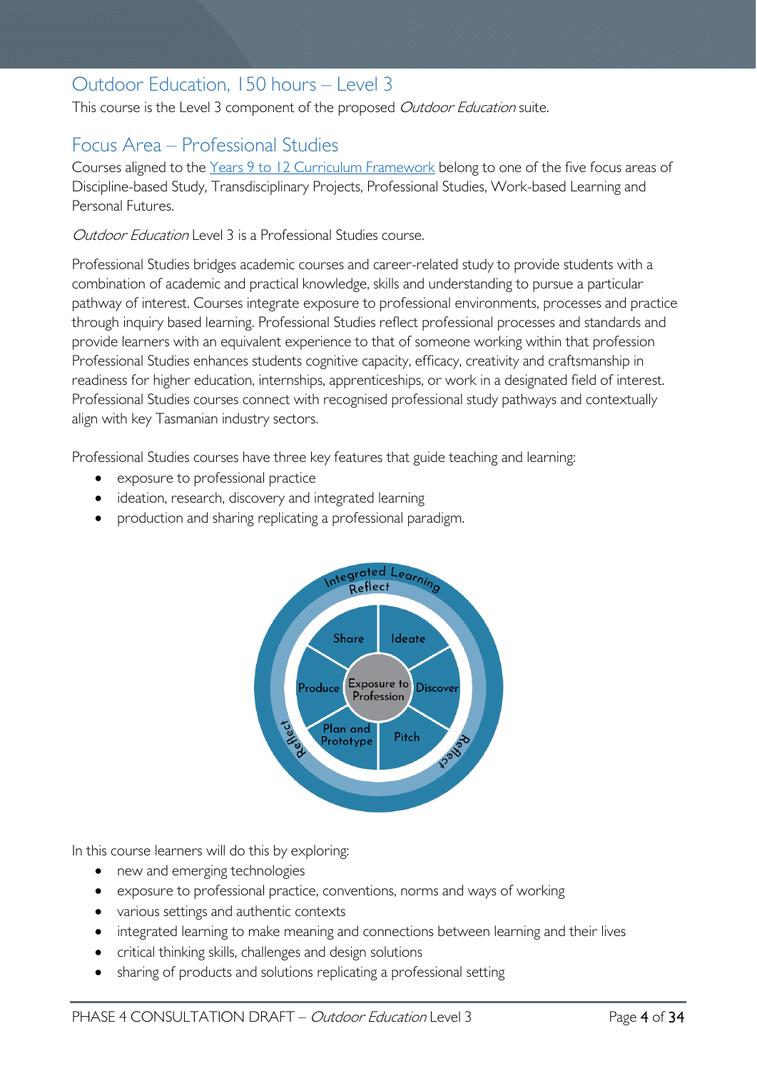## Outdoor Education, 150 hours – Level 3

This course is the Level 3 component of the proposed *Outdoor Education* suite.

## Focus Area – Professional Studies

Courses aligned to the Years 9 to 12 Curriculum Framework belong to one of the five focus areas of Discipline-based Study, Transdisciplinary Projects, Professional Studies, Work-based Learning and Personal Futures.

*Outdoor Education* Level 3 is a Professional Studies course.

Professional Studies bridges academic courses and career-related study to provide students with a combination of academic and practical knowledge, skills and understanding to pursue a particular pathway of interest. Courses integrate exposure to professional environments, processes and practice through inquiry based learning. Professional Studies reflect professional processes and standards and provide learners with an equivalent experience to that of someone working within that profession Professional Studies enhances students cognitive capacity, efficacy, creativity and craftsmanship in readiness for higher education, internships, apprenticeships, or work in a designated field of interest. Professional Studies courses connect with recognised professional study pathways and contextually align with key Tasmanian industry sectors.

Professional Studies courses have three key features that guide teaching and learning:

- exposure to professional practice
- ideation, research, discovery and integrated learning
- production and sharing replicating a professional paradigm.

Integrated Learning
Reflect
Share | Ideate | Discover | Pitch | Plan and Prototype | Produce
Exposure to Profession
Reflect
Reflect

In this course learners will do this by exploring:

- new and emerging technologies
- exposure to professional practice, conventions, norms and ways of working
- various settings and authentic contexts
- integrated learning to make meaning and connections between learning and their lives
- critical thinking skills, challenges and design solutions
- sharing of products and solutions replicating a professional setting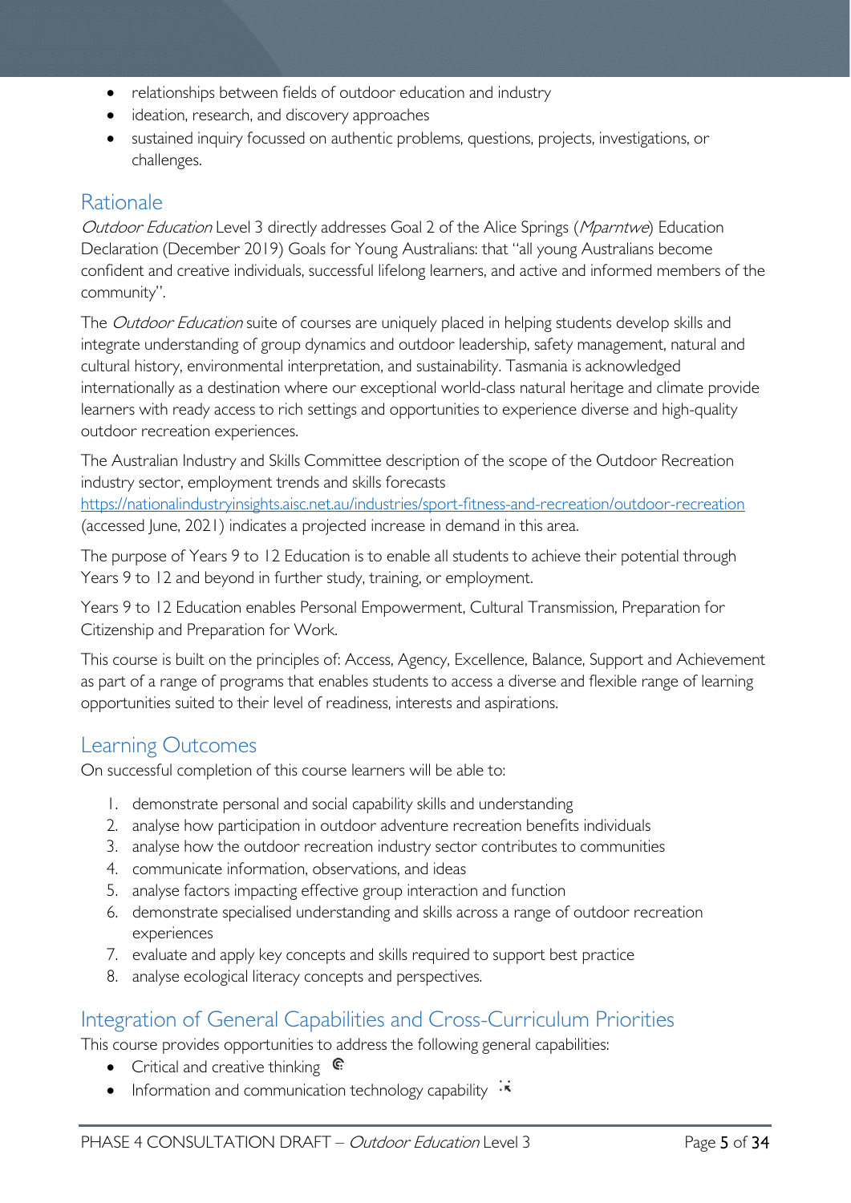- relationships between fields of outdoor education and industry
- ideation, research, and discovery approaches
- sustained inquiry focussed on authentic problems, questions, projects, investigations, or challenges.

## Rationale

*Outdoor Education* Level 3 directly addresses Goal 2 of the Alice Springs (*Mparntwe*) Education Declaration (December 2019) Goals for Young Australians: that "all young Australians become confident and creative individuals, successful lifelong learners, and active and informed members of the community".

The *Outdoor Education* suite of courses are uniquely placed in helping students develop skills and integrate understanding of group dynamics and outdoor leadership, safety management, natural and cultural history, environmental interpretation, and sustainability. Tasmania is acknowledged internationally as a destination where our exceptional world-class natural heritage and climate provide learners with ready access to rich settings and opportunities to experience diverse and high-quality outdoor recreation experiences.

The Australian Industry and Skills Committee description of the scope of the Outdoor Recreation industry sector, employment trends and skills forecasts https://nationalindustryinsights.aisc.net.au/industries/sport-fitness-and-recreation/outdoor-recreation (accessed June, 2021) indicates a projected increase in demand in this area.

The purpose of Years 9 to 12 Education is to enable all students to achieve their potential through Years 9 to 12 and beyond in further study, training, or employment.

Years 9 to 12 Education enables Personal Empowerment, Cultural Transmission, Preparation for Citizenship and Preparation for Work.

This course is built on the principles of: Access, Agency, Excellence, Balance, Support and Achievement as part of a range of programs that enables students to access a diverse and flexible range of learning opportunities suited to their level of readiness, interests and aspirations.

## Learning Outcomes

On successful completion of this course learners will be able to:

1. demonstrate personal and social capability skills and understanding
2. analyse how participation in outdoor adventure recreation benefits individuals
3. analyse how the outdoor recreation industry sector contributes to communities
4. communicate information, observations, and ideas
5. analyse factors impacting effective group interaction and function
6. demonstrate specialised understanding and skills across a range of outdoor recreation experiences
7. evaluate and apply key concepts and skills required to support best practice
8. analyse ecological literacy concepts and perspectives.

## Integration of General Capabilities and Cross-Curriculum Priorities

This course provides opportunities to address the following general capabilities:

- Critical and creative thinking
- Information and communication technology capability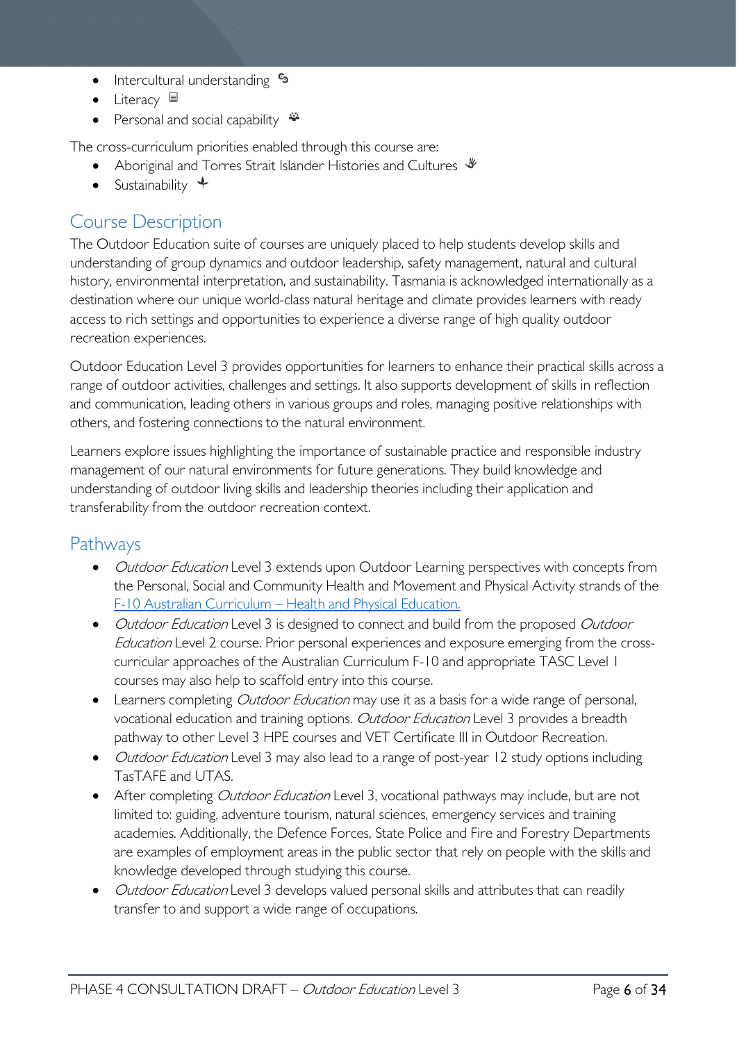- Intercultural understanding
- Literacy
- Personal and social capability

The cross-curriculum priorities enabled through this course are:

- Aboriginal and Torres Strait Islander Histories and Cultures
- Sustainability

## Course Description

The Outdoor Education suite of courses are uniquely placed to help students develop skills and understanding of group dynamics and outdoor leadership, safety management, natural and cultural history, environmental interpretation, and sustainability. Tasmania is acknowledged internationally as a destination where our unique world-class natural heritage and climate provides learners with ready access to rich settings and opportunities to experience a diverse range of high quality outdoor recreation experiences.

Outdoor Education Level 3 provides opportunities for learners to enhance their practical skills across a range of outdoor activities, challenges and settings. It also supports development of skills in reflection and communication, leading others in various groups and roles, managing positive relationships with others, and fostering connections to the natural environment.

Learners explore issues highlighting the importance of sustainable practice and responsible industry management of our natural environments for future generations. They build knowledge and understanding of outdoor living skills and leadership theories including their application and transferability from the outdoor recreation context.

## Pathways

- *Outdoor Education* Level 3 extends upon Outdoor Learning perspectives with concepts from the Personal, Social and Community Health and Movement and Physical Activity strands of the [F-10 Australian Curriculum – Health and Physical Education.]
- *Outdoor Education* Level 3 is designed to connect and build from the proposed *Outdoor Education* Level 2 course. Prior personal experiences and exposure emerging from the cross-curricular approaches of the Australian Curriculum F-10 and appropriate TASC Level 1 courses may also help to scaffold entry into this course.
- Learners completing *Outdoor Education* may use it as a basis for a wide range of personal, vocational education and training options. *Outdoor Education* Level 3 provides a breadth pathway to other Level 3 HPE courses and VET Certificate III in Outdoor Recreation.
- *Outdoor Education* Level 3 may also lead to a range of post-year 12 study options including TasTAFE and UTAS.
- After completing *Outdoor Education* Level 3, vocational pathways may include, but are not limited to: guiding, adventure tourism, natural sciences, emergency services and training academies. Additionally, the Defence Forces, State Police and Fire and Forestry Departments are examples of employment areas in the public sector that rely on people with the skills and knowledge developed through studying this course.
- *Outdoor Education* Level 3 develops valued personal skills and attributes that can readily transfer to and support a wide range of occupations.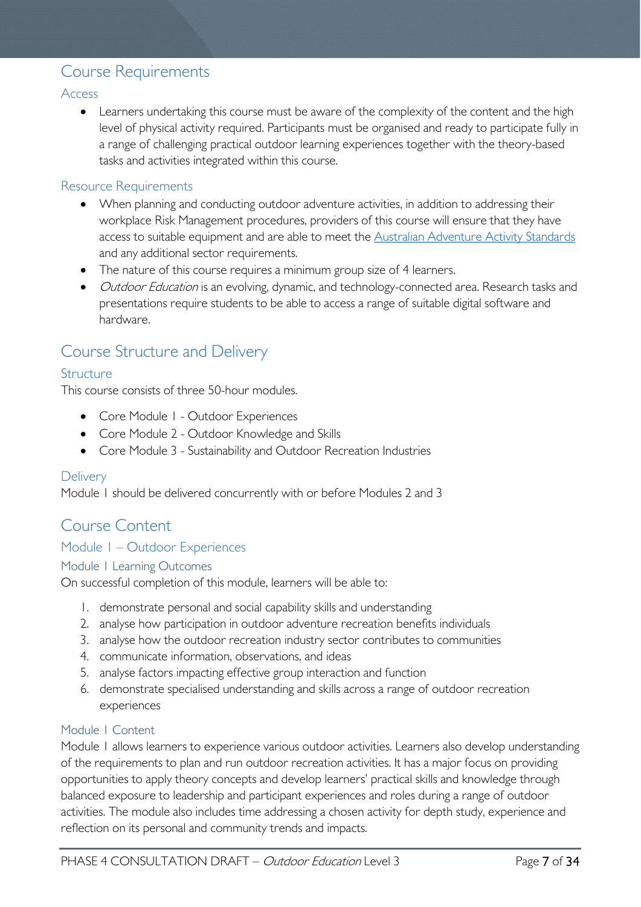## Course Requirements

### Access

- Learners undertaking this course must be aware of the complexity of the content and the high level of physical activity required. Participants must be organised and ready to participate fully in a range of challenging practical outdoor learning experiences together with the theory-based tasks and activities integrated within this course.

### Resource Requirements

- When planning and conducting outdoor adventure activities, in addition to addressing their workplace Risk Management procedures, providers of this course will ensure that they have access to suitable equipment and are able to meet the Australian Adventure Activity Standards and any additional sector requirements.
- The nature of this course requires a minimum group size of 4 learners.
- *Outdoor Education* is an evolving, dynamic, and technology-connected area. Research tasks and presentations require students to be able to access a range of suitable digital software and hardware.

## Course Structure and Delivery

### Structure

This course consists of three 50-hour modules.

- Core Module 1 - Outdoor Experiences
- Core Module 2 - Outdoor Knowledge and Skills
- Core Module 3 - Sustainability and Outdoor Recreation Industries

### Delivery

Module 1 should be delivered concurrently with or before Modules 2 and 3

## Course Content

### Module 1 – Outdoor Experiences

#### Module 1 Learning Outcomes

On successful completion of this module, learners will be able to:

1. demonstrate personal and social capability skills and understanding
2. analyse how participation in outdoor adventure recreation benefits individuals
3. analyse how the outdoor recreation industry sector contributes to communities
4. communicate information, observations, and ideas
5. analyse factors impacting effective group interaction and function
6. demonstrate specialised understanding and skills across a range of outdoor recreation experiences

#### Module 1 Content

Module 1 allows learners to experience various outdoor activities. Learners also develop understanding of the requirements to plan and run outdoor recreation activities. It has a major focus on providing opportunities to apply theory concepts and develop learners' practical skills and knowledge through balanced exposure to leadership and participant experiences and roles during a range of outdoor activities. The module also includes time addressing a chosen activity for depth study, experience and reflection on its personal and community trends and impacts.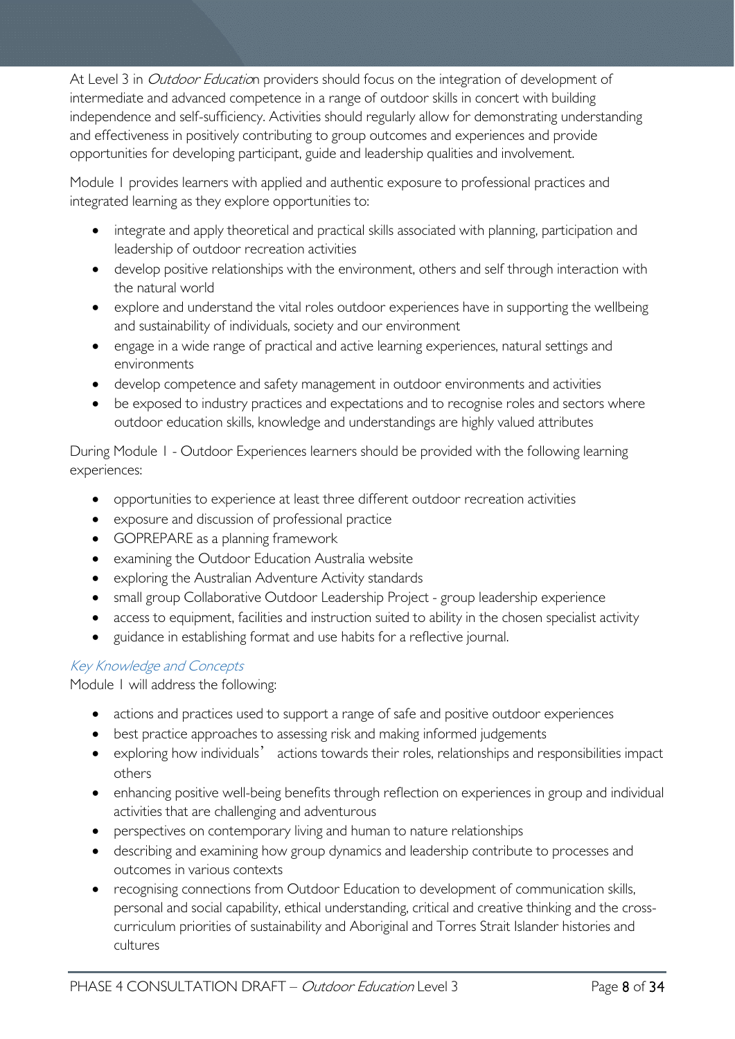At Level 3 in *Outdoor Education* providers should focus on the integration of development of intermediate and advanced competence in a range of outdoor skills in concert with building independence and self-sufficiency. Activities should regularly allow for demonstrating understanding and effectiveness in positively contributing to group outcomes and experiences and provide opportunities for developing participant, guide and leadership qualities and involvement.

Module 1 provides learners with applied and authentic exposure to professional practices and integrated learning as they explore opportunities to:

- integrate and apply theoretical and practical skills associated with planning, participation and leadership of outdoor recreation activities
- develop positive relationships with the environment, others and self through interaction with the natural world
- explore and understand the vital roles outdoor experiences have in supporting the wellbeing and sustainability of individuals, society and our environment
- engage in a wide range of practical and active learning experiences, natural settings and environments
- develop competence and safety management in outdoor environments and activities
- be exposed to industry practices and expectations and to recognise roles and sectors where outdoor education skills, knowledge and understandings are highly valued attributes

During Module 1 - Outdoor Experiences learners should be provided with the following learning experiences:

- opportunities to experience at least three different outdoor recreation activities
- exposure and discussion of professional practice
- GOPREPARE as a planning framework
- examining the Outdoor Education Australia website
- exploring the Australian Adventure Activity standards
- small group Collaborative Outdoor Leadership Project - group leadership experience
- access to equipment, facilities and instruction suited to ability in the chosen specialist activity
- guidance in establishing format and use habits for a reflective journal.

### *Key Knowledge and Concepts*

Module 1 will address the following:

- actions and practices used to support a range of safe and positive outdoor experiences
- best practice approaches to assessing risk and making informed judgements
- exploring how individuals' actions towards their roles, relationships and responsibilities impact others
- enhancing positive well-being benefits through reflection on experiences in group and individual activities that are challenging and adventurous
- perspectives on contemporary living and human to nature relationships
- describing and examining how group dynamics and leadership contribute to processes and outcomes in various contexts
- recognising connections from Outdoor Education to development of communication skills, personal and social capability, ethical understanding, critical and creative thinking and the cross-curriculum priorities of sustainability and Aboriginal and Torres Strait Islander histories and cultures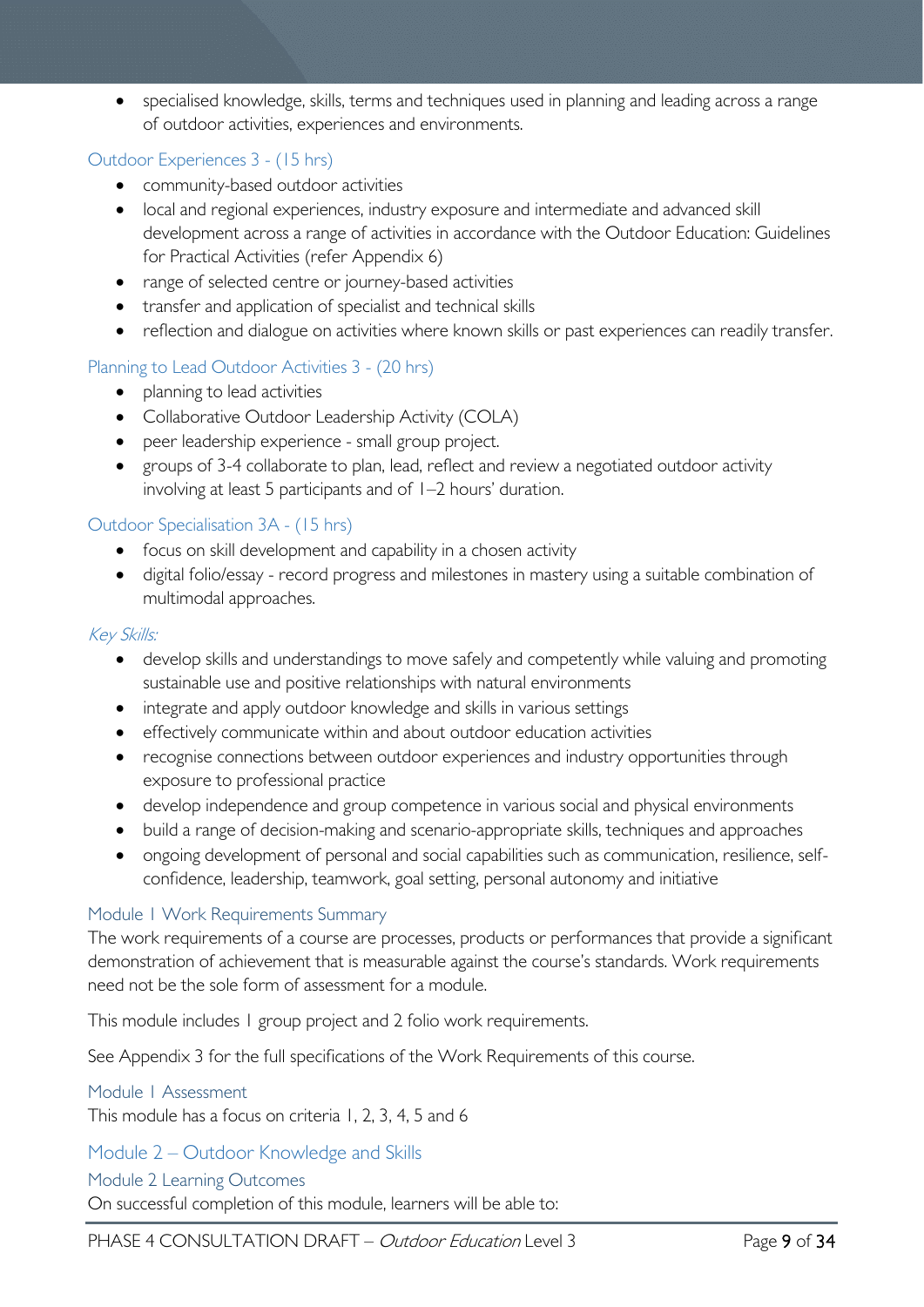- specialised knowledge, skills, terms and techniques used in planning and leading across a range of outdoor activities, experiences and environments.

### Outdoor Experiences 3 - (15 hrs)

- community-based outdoor activities
- local and regional experiences, industry exposure and intermediate and advanced skill development across a range of activities in accordance with the Outdoor Education: Guidelines for Practical Activities (refer Appendix 6)
- range of selected centre or journey-based activities
- transfer and application of specialist and technical skills
- reflection and dialogue on activities where known skills or past experiences can readily transfer.

### Planning to Lead Outdoor Activities 3 - (20 hrs)

- planning to lead activities
- Collaborative Outdoor Leadership Activity (COLA)
- peer leadership experience - small group project.
- groups of 3-4 collaborate to plan, lead, reflect and review a negotiated outdoor activity involving at least 5 participants and of 1–2 hours' duration.

### Outdoor Specialisation 3A - (15 hrs)

- focus on skill development and capability in a chosen activity
- digital folio/essay - record progress and milestones in mastery using a suitable combination of multimodal approaches.

### *Key Skills:*

- develop skills and understandings to move safely and competently while valuing and promoting sustainable use and positive relationships with natural environments
- integrate and apply outdoor knowledge and skills in various settings
- effectively communicate within and about outdoor education activities
- recognise connections between outdoor experiences and industry opportunities through exposure to professional practice
- develop independence and group competence in various social and physical environments
- build a range of decision-making and scenario-appropriate skills, techniques and approaches
- ongoing development of personal and social capabilities such as communication, resilience, self-confidence, leadership, teamwork, goal setting, personal autonomy and initiative

### Module 1 Work Requirements Summary

The work requirements of a course are processes, products or performances that provide a significant demonstration of achievement that is measurable against the course's standards. Work requirements need not be the sole form of assessment for a module.

This module includes 1 group project and 2 folio work requirements.

See Appendix 3 for the full specifications of the Work Requirements of this course.

### Module 1 Assessment

This module has a focus on criteria 1, 2, 3, 4, 5 and 6

## Module 2 – Outdoor Knowledge and Skills

### Module 2 Learning Outcomes

On successful completion of this module, learners will be able to: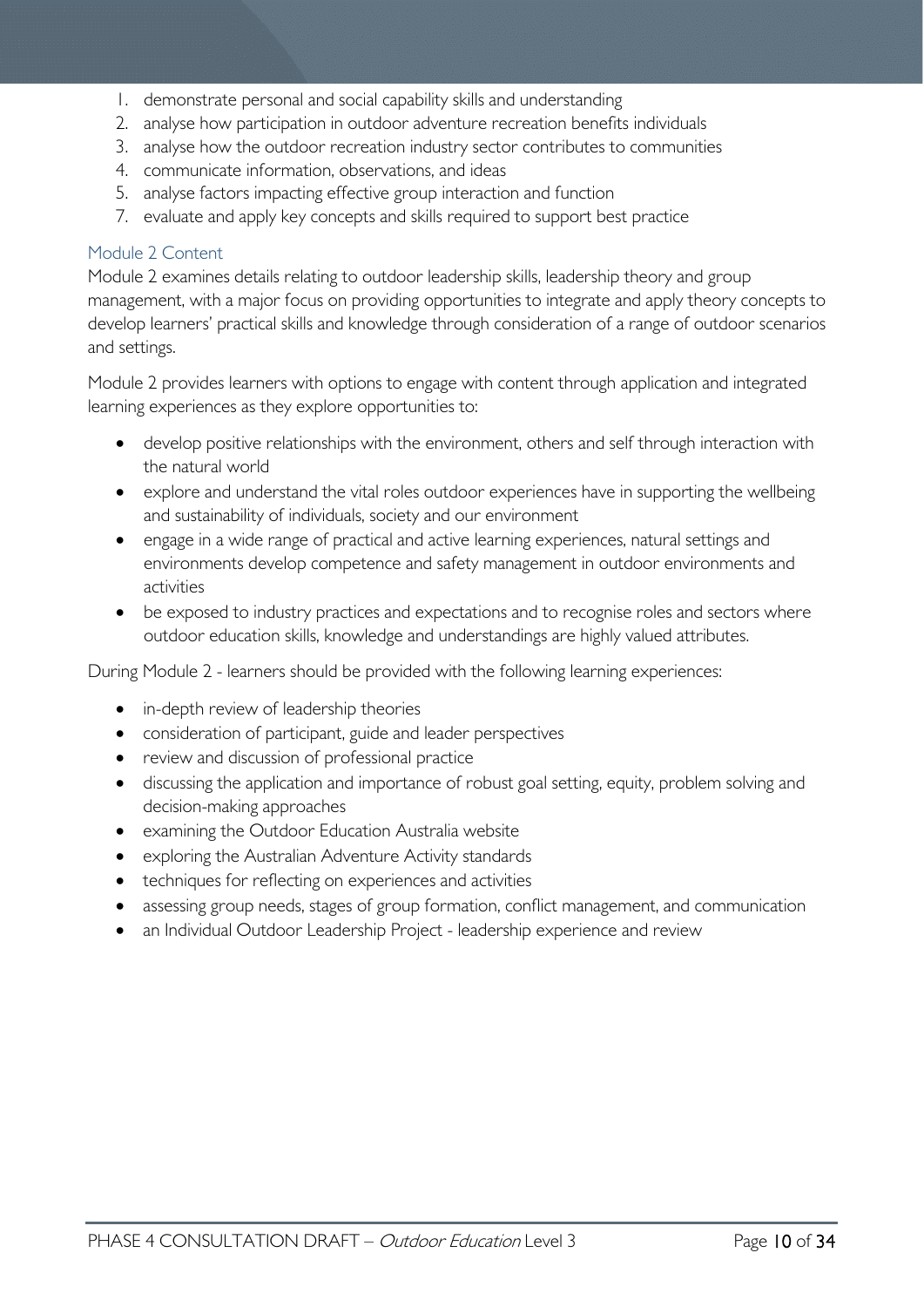1. demonstrate personal and social capability skills and understanding
2. analyse how participation in outdoor adventure recreation benefits individuals
3. analyse how the outdoor recreation industry sector contributes to communities
4. communicate information, observations, and ideas
5. analyse factors impacting effective group interaction and function
7. evaluate and apply key concepts and skills required to support best practice

### Module 2 Content

Module 2 examines details relating to outdoor leadership skills, leadership theory and group management, with a major focus on providing opportunities to integrate and apply theory concepts to develop learners' practical skills and knowledge through consideration of a range of outdoor scenarios and settings.

Module 2 provides learners with options to engage with content through application and integrated learning experiences as they explore opportunities to:

- develop positive relationships with the environment, others and self through interaction with the natural world
- explore and understand the vital roles outdoor experiences have in supporting the wellbeing and sustainability of individuals, society and our environment
- engage in a wide range of practical and active learning experiences, natural settings and environments develop competence and safety management in outdoor environments and activities
- be exposed to industry practices and expectations and to recognise roles and sectors where outdoor education skills, knowledge and understandings are highly valued attributes.

During Module 2 - learners should be provided with the following learning experiences:

- in-depth review of leadership theories
- consideration of participant, guide and leader perspectives
- review and discussion of professional practice
- discussing the application and importance of robust goal setting, equity, problem solving and decision-making approaches
- examining the Outdoor Education Australia website
- exploring the Australian Adventure Activity standards
- techniques for reflecting on experiences and activities
- assessing group needs, stages of group formation, conflict management, and communication
- an Individual Outdoor Leadership Project - leadership experience and review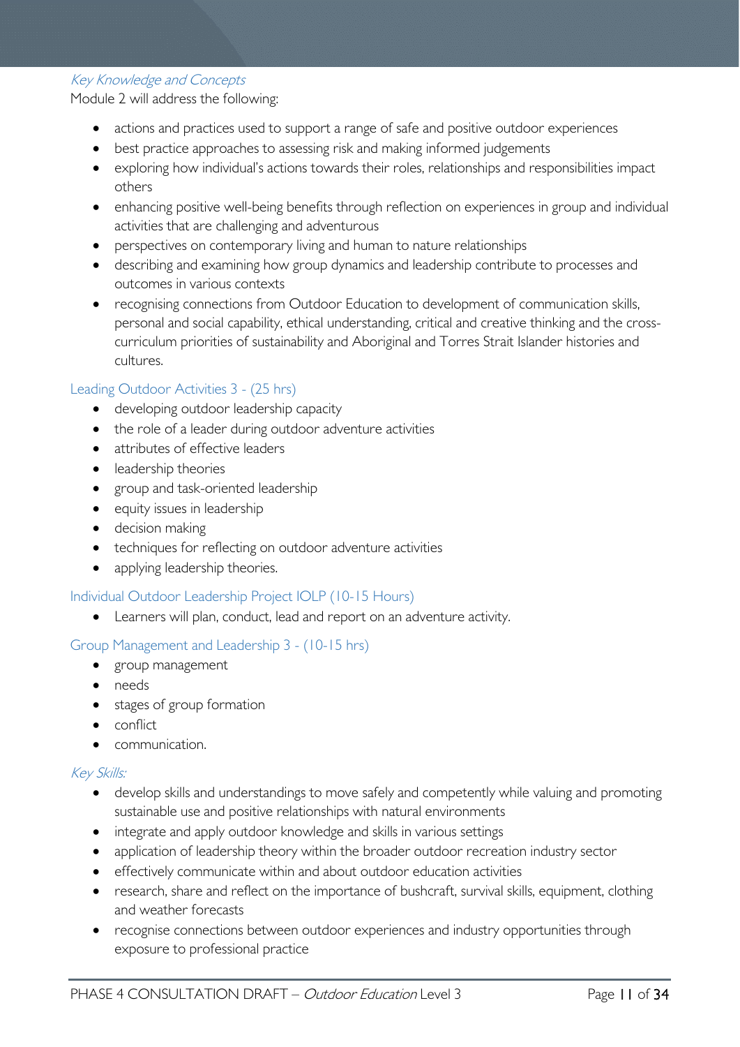### *Key Knowledge and Concepts*

Module 2 will address the following:

- actions and practices used to support a range of safe and positive outdoor experiences
- best practice approaches to assessing risk and making informed judgements
- exploring how individual's actions towards their roles, relationships and responsibilities impact others
- enhancing positive well-being benefits through reflection on experiences in group and individual activities that are challenging and adventurous
- perspectives on contemporary living and human to nature relationships
- describing and examining how group dynamics and leadership contribute to processes and outcomes in various contexts
- recognising connections from Outdoor Education to development of communication skills, personal and social capability, ethical understanding, critical and creative thinking and the cross-curriculum priorities of sustainability and Aboriginal and Torres Strait Islander histories and cultures.

### Leading Outdoor Activities 3 - (25 hrs)

- developing outdoor leadership capacity
- the role of a leader during outdoor adventure activities
- attributes of effective leaders
- leadership theories
- group and task-oriented leadership
- equity issues in leadership
- decision making
- techniques for reflecting on outdoor adventure activities
- applying leadership theories.

### Individual Outdoor Leadership Project IOLP (10-15 Hours)

- Learners will plan, conduct, lead and report on an adventure activity.

### Group Management and Leadership 3 - (10-15 hrs)

- group management
- needs
- stages of group formation
- conflict
- communication.

### *Key Skills:*

- develop skills and understandings to move safely and competently while valuing and promoting sustainable use and positive relationships with natural environments
- integrate and apply outdoor knowledge and skills in various settings
- application of leadership theory within the broader outdoor recreation industry sector
- effectively communicate within and about outdoor education activities
- research, share and reflect on the importance of bushcraft, survival skills, equipment, clothing and weather forecasts
- recognise connections between outdoor experiences and industry opportunities through exposure to professional practice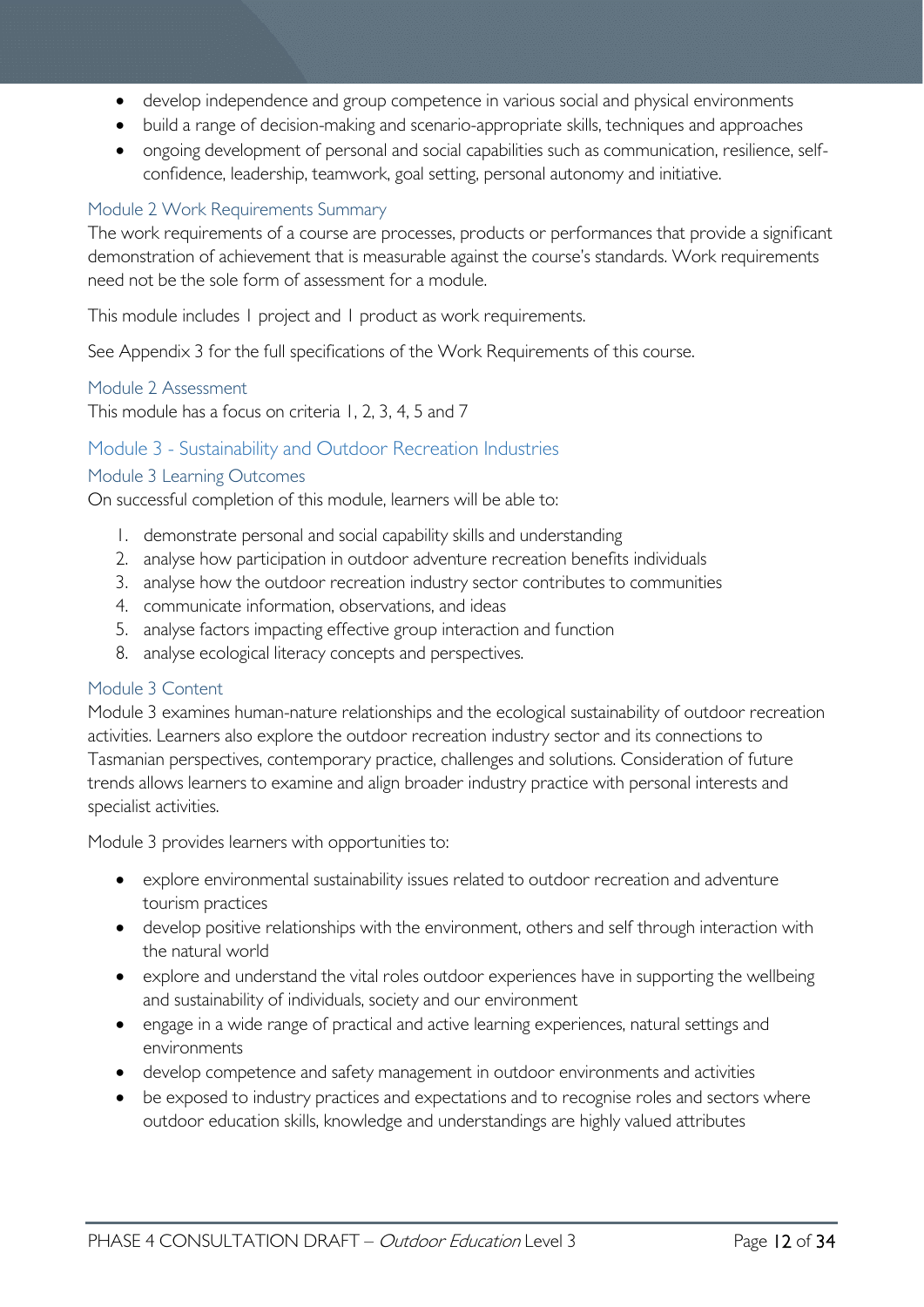- develop independence and group competence in various social and physical environments
- build a range of decision-making and scenario-appropriate skills, techniques and approaches
- ongoing development of personal and social capabilities such as communication, resilience, self-confidence, leadership, teamwork, goal setting, personal autonomy and initiative.

### Module 2 Work Requirements Summary

The work requirements of a course are processes, products or performances that provide a significant demonstration of achievement that is measurable against the course's standards. Work requirements need not be the sole form of assessment for a module.

This module includes 1 project and 1 product as work requirements.

See Appendix 3 for the full specifications of the Work Requirements of this course.

### Module 2 Assessment

This module has a focus on criteria 1, 2, 3, 4, 5 and 7

## Module 3 - Sustainability and Outdoor Recreation Industries

### Module 3 Learning Outcomes

On successful completion of this module, learners will be able to:

1. demonstrate personal and social capability skills and understanding
2. analyse how participation in outdoor adventure recreation benefits individuals
3. analyse how the outdoor recreation industry sector contributes to communities
4. communicate information, observations, and ideas
5. analyse factors impacting effective group interaction and function
8. analyse ecological literacy concepts and perspectives.

### Module 3 Content

Module 3 examines human-nature relationships and the ecological sustainability of outdoor recreation activities. Learners also explore the outdoor recreation industry sector and its connections to Tasmanian perspectives, contemporary practice, challenges and solutions. Consideration of future trends allows learners to examine and align broader industry practice with personal interests and specialist activities.

Module 3 provides learners with opportunities to:

- explore environmental sustainability issues related to outdoor recreation and adventure tourism practices
- develop positive relationships with the environment, others and self through interaction with the natural world
- explore and understand the vital roles outdoor experiences have in supporting the wellbeing and sustainability of individuals, society and our environment
- engage in a wide range of practical and active learning experiences, natural settings and environments
- develop competence and safety management in outdoor environments and activities
- be exposed to industry practices and expectations and to recognise roles and sectors where outdoor education skills, knowledge and understandings are highly valued attributes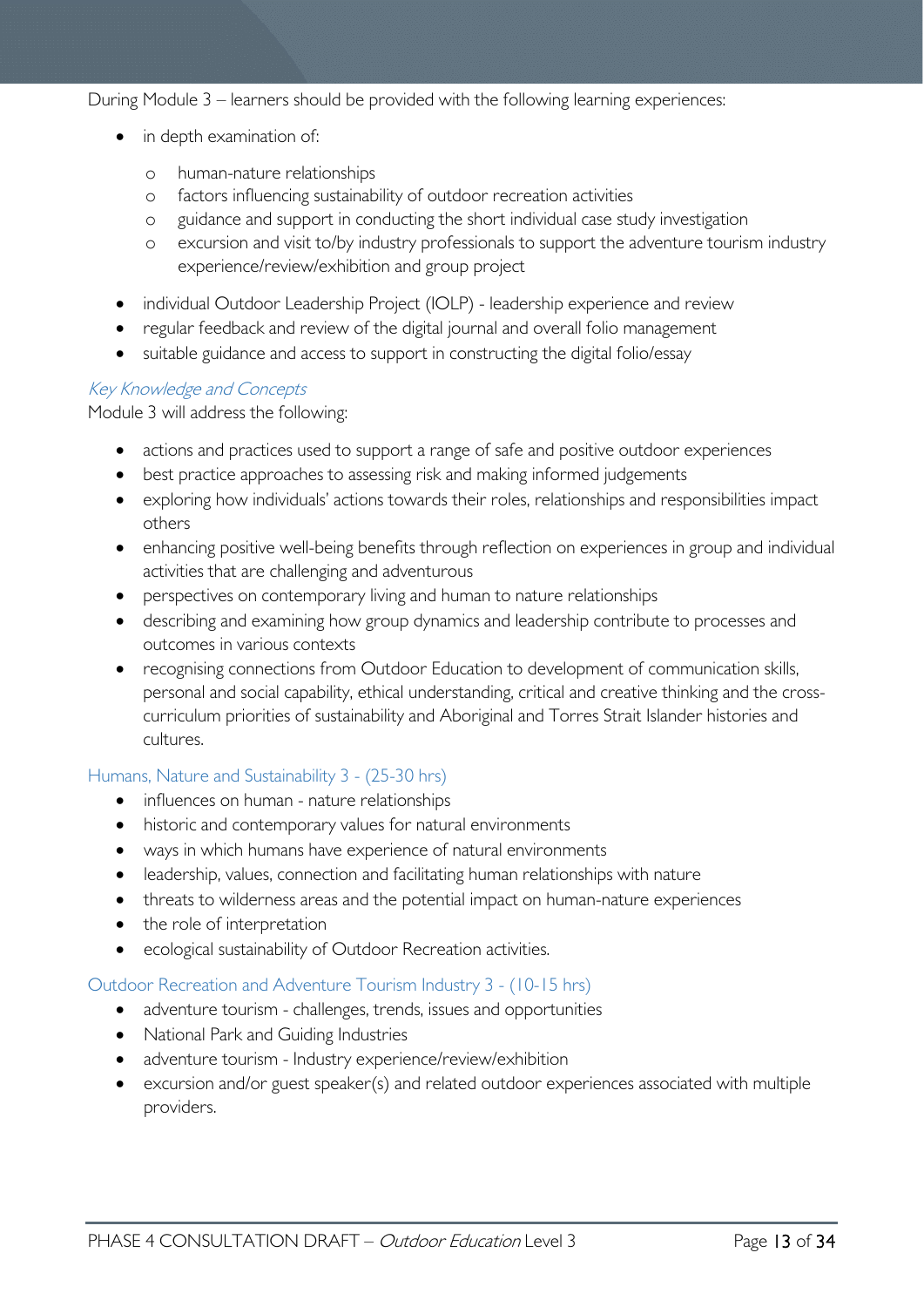During Module 3 – learners should be provided with the following learning experiences:

- in depth examination of:
  - human-nature relationships
  - factors influencing sustainability of outdoor recreation activities
  - guidance and support in conducting the short individual case study investigation
  - excursion and visit to/by industry professionals to support the adventure tourism industry experience/review/exhibition and group project
- individual Outdoor Leadership Project (IOLP) - leadership experience and review
- regular feedback and review of the digital journal and overall folio management
- suitable guidance and access to support in constructing the digital folio/essay

### *Key Knowledge and Concepts*

Module 3 will address the following:

- actions and practices used to support a range of safe and positive outdoor experiences
- best practice approaches to assessing risk and making informed judgements
- exploring how individuals' actions towards their roles, relationships and responsibilities impact others
- enhancing positive well-being benefits through reflection on experiences in group and individual activities that are challenging and adventurous
- perspectives on contemporary living and human to nature relationships
- describing and examining how group dynamics and leadership contribute to processes and outcomes in various contexts
- recognising connections from Outdoor Education to development of communication skills, personal and social capability, ethical understanding, critical and creative thinking and the cross-curriculum priorities of sustainability and Aboriginal and Torres Strait Islander histories and cultures.

### Humans, Nature and Sustainability 3 - (25-30 hrs)

- influences on human - nature relationships
- historic and contemporary values for natural environments
- ways in which humans have experience of natural environments
- leadership, values, connection and facilitating human relationships with nature
- threats to wilderness areas and the potential impact on human-nature experiences
- the role of interpretation
- ecological sustainability of Outdoor Recreation activities.

### Outdoor Recreation and Adventure Tourism Industry 3 - (10-15 hrs)

- adventure tourism - challenges, trends, issues and opportunities
- National Park and Guiding Industries
- adventure tourism - Industry experience/review/exhibition
- excursion and/or guest speaker(s) and related outdoor experiences associated with multiple providers.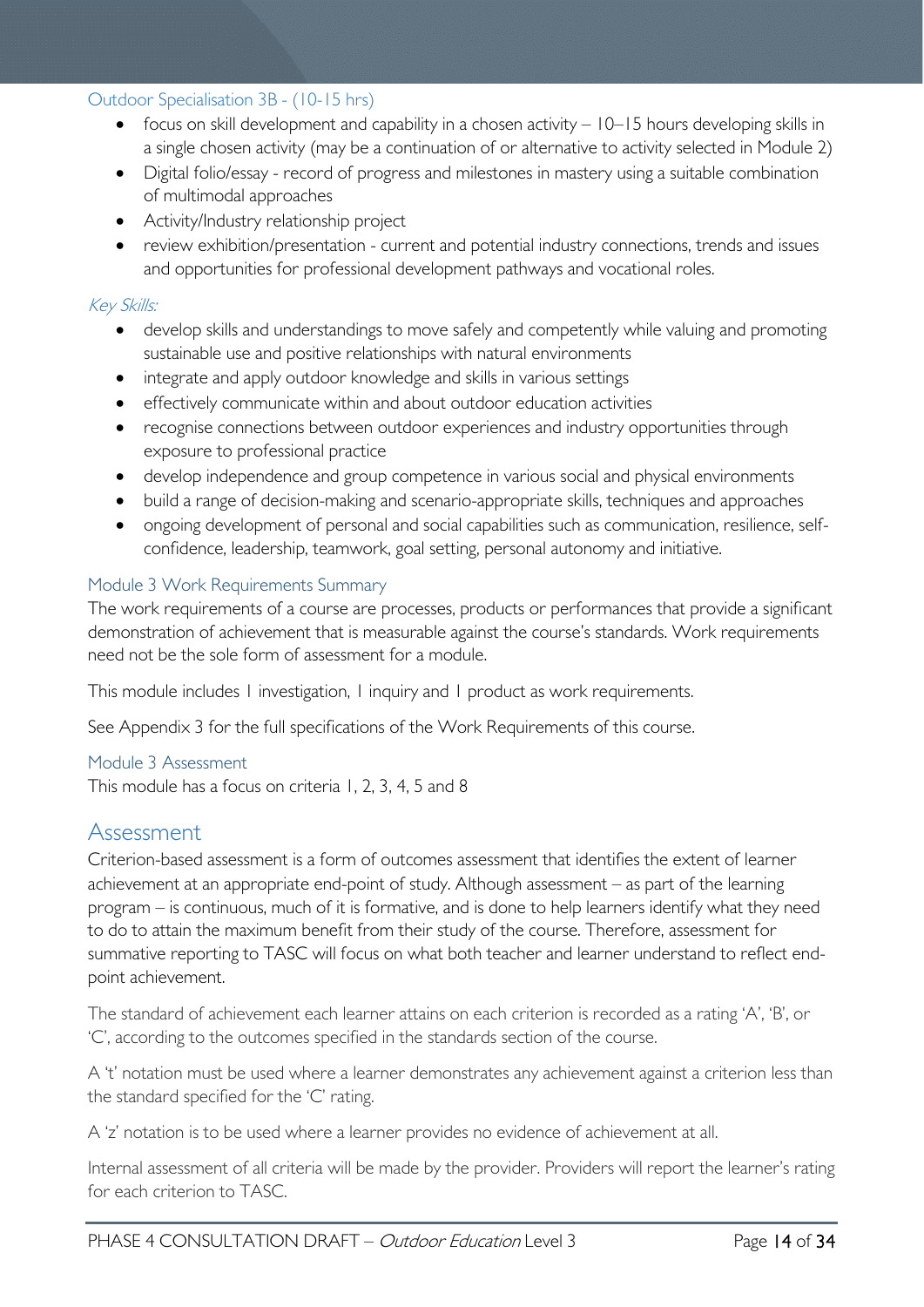### Outdoor Specialisation 3B - (10-15 hrs)

- focus on skill development and capability in a chosen activity – 10–15 hours developing skills in a single chosen activity (may be a continuation of or alternative to activity selected in Module 2)
- Digital folio/essay - record of progress and milestones in mastery using a suitable combination of multimodal approaches
- Activity/Industry relationship project
- review exhibition/presentation - current and potential industry connections, trends and issues and opportunities for professional development pathways and vocational roles.

#### *Key Skills:*

- develop skills and understandings to move safely and competently while valuing and promoting sustainable use and positive relationships with natural environments
- integrate and apply outdoor knowledge and skills in various settings
- effectively communicate within and about outdoor education activities
- recognise connections between outdoor experiences and industry opportunities through exposure to professional practice
- develop independence and group competence in various social and physical environments
- build a range of decision-making and scenario-appropriate skills, techniques and approaches
- ongoing development of personal and social capabilities such as communication, resilience, self-confidence, leadership, teamwork, goal setting, personal autonomy and initiative.

### Module 3 Work Requirements Summary

The work requirements of a course are processes, products or performances that provide a significant demonstration of achievement that is measurable against the course's standards. Work requirements need not be the sole form of assessment for a module.

This module includes 1 investigation, 1 inquiry and 1 product as work requirements.

See Appendix 3 for the full specifications of the Work Requirements of this course.

### Module 3 Assessment

This module has a focus on criteria 1, 2, 3, 4, 5 and 8

## Assessment

Criterion-based assessment is a form of outcomes assessment that identifies the extent of learner achievement at an appropriate end-point of study. Although assessment – as part of the learning program – is continuous, much of it is formative, and is done to help learners identify what they need to do to attain the maximum benefit from their study of the course. Therefore, assessment for summative reporting to TASC will focus on what both teacher and learner understand to reflect end-point achievement.

The standard of achievement each learner attains on each criterion is recorded as a rating 'A', 'B', or 'C', according to the outcomes specified in the standards section of the course.

A 't' notation must be used where a learner demonstrates any achievement against a criterion less than the standard specified for the 'C' rating.

A 'z' notation is to be used where a learner provides no evidence of achievement at all.

Internal assessment of all criteria will be made by the provider. Providers will report the learner's rating for each criterion to TASC.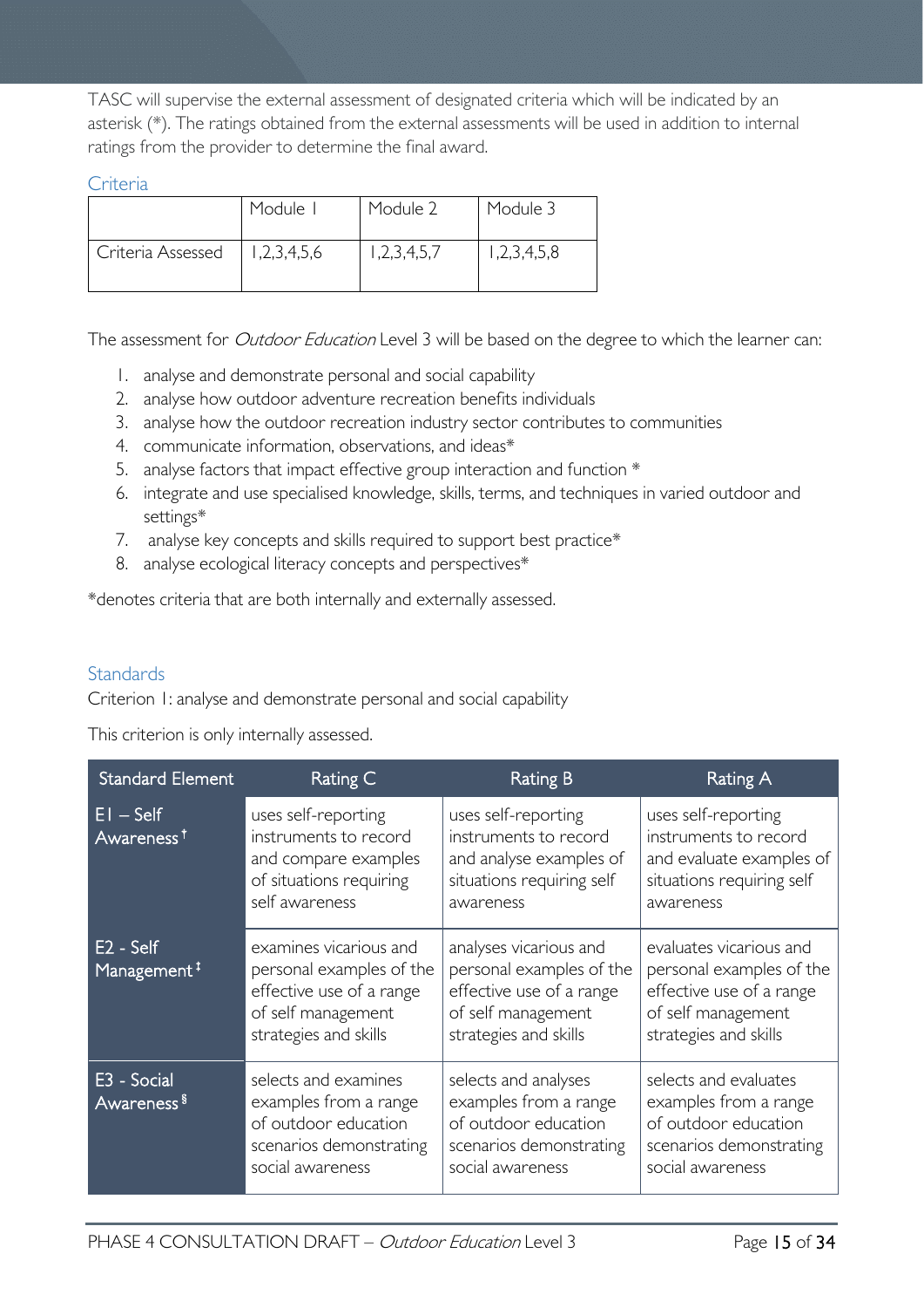TASC will supervise the external assessment of designated criteria which will be indicated by an asterisk (*). The ratings obtained from the external assessments will be used in addition to internal ratings from the provider to determine the final award.

## Criteria

| | Module 1 | Module 2 | Module 3 |
|---|---|---|---|
| Criteria Assessed | 1,2,3,4,5,6 | 1,2,3,4,5,7 | 1,2,3,4,5,8 |

The assessment for *Outdoor Education* Level 3 will be based on the degree to which the learner can:

1. analyse and demonstrate personal and social capability
2. analyse how outdoor adventure recreation benefits individuals
3. analyse how the outdoor recreation industry sector contributes to communities
4. communicate information, observations, and ideas*
5. analyse factors that impact effective group interaction and function *
6. integrate and use specialised knowledge, skills, terms, and techniques in varied outdoor and settings*
7. analyse key concepts and skills required to support best practice*
8. analyse ecological literacy concepts and perspectives*

*denotes criteria that are both internally and externally assessed.

## Standards

Criterion 1: analyse and demonstrate personal and social capability

This criterion is only internally assessed.

| Standard Element | Rating C | Rating B | Rating A |
|---|---|---|---|
| E1 – Self Awareness † | uses self-reporting instruments to record and compare examples of situations requiring self awareness | uses self-reporting instruments to record and analyse examples of situations requiring self awareness | uses self-reporting instruments to record and evaluate examples of situations requiring self awareness |
| E2 - Self Management ‡ | examines vicarious and personal examples of the effective use of a range of self management strategies and skills | analyses vicarious and personal examples of the effective use of a range of self management strategies and skills | evaluates vicarious and personal examples of the effective use of a range of self management strategies and skills |
| E3 - Social Awareness § | selects and examines examples from a range of outdoor education scenarios demonstrating social awareness | selects and analyses examples from a range of outdoor education scenarios demonstrating social awareness | selects and evaluates examples from a range of outdoor education scenarios demonstrating social awareness |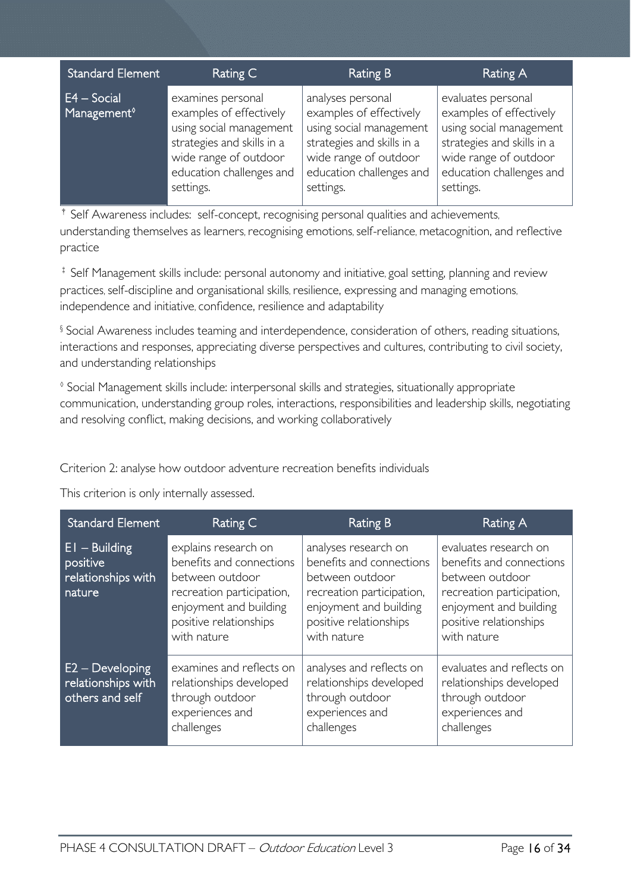| Standard Element | Rating C | Rating B | Rating A |
|---|---|---|---|
| E4 – Social Management◊ | examines personal examples of effectively using social management strategies and skills in a wide range of outdoor education challenges and settings. | analyses personal examples of effectively using social management strategies and skills in a wide range of outdoor education challenges and settings. | evaluates personal examples of effectively using social management strategies and skills in a wide range of outdoor education challenges and settings. |

† Self Awareness includes: self-concept, recognising personal qualities and achievements, understanding themselves as learners, recognising emotions, self-reliance, metacognition, and reflective practice

‡ Self Management skills include: personal autonomy and initiative, goal setting, planning and review practices, self-discipline and organisational skills, resilience, expressing and managing emotions, independence and initiative, confidence, resilience and adaptability

§ Social Awareness includes teaming and interdependence, consideration of others, reading situations, interactions and responses, appreciating diverse perspectives and cultures, contributing to civil society, and understanding relationships

◊ Social Management skills include: interpersonal skills and strategies, situationally appropriate communication, understanding group roles, interactions, responsibilities and leadership skills, negotiating and resolving conflict, making decisions, and working collaboratively

Criterion 2: analyse how outdoor adventure recreation benefits individuals

This criterion is only internally assessed.

| Standard Element | Rating C | Rating B | Rating A |
|---|---|---|---|
| E1 – Building positive relationships with nature | explains research on benefits and connections between outdoor recreation participation, enjoyment and building positive relationships with nature | analyses research on benefits and connections between outdoor recreation participation, enjoyment and building positive relationships with nature | evaluates research on benefits and connections between outdoor recreation participation, enjoyment and building positive relationships with nature |
| E2 – Developing relationships with others and self | examines and reflects on relationships developed through outdoor experiences and challenges | analyses and reflects on relationships developed through outdoor experiences and challenges | evaluates and reflects on relationships developed through outdoor experiences and challenges |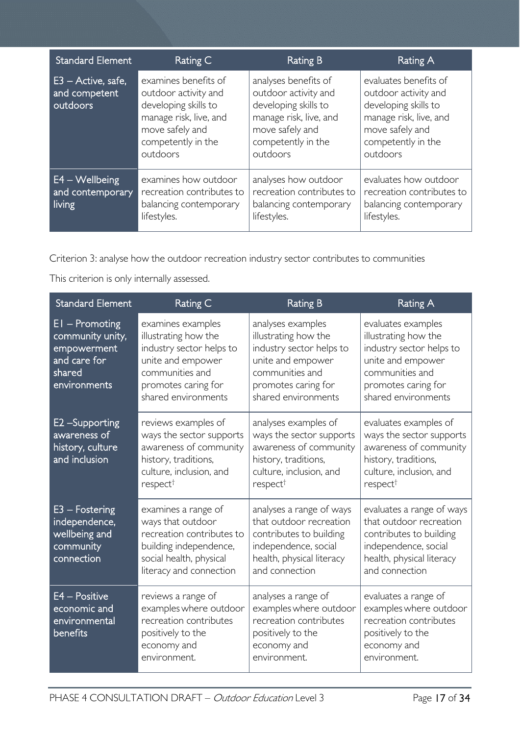| Standard Element | Rating C | Rating B | Rating A |
| --- | --- | --- | --- |
| E3 – Active, safe, and competent outdoors | examines benefits of outdoor activity and developing skills to manage risk, live, and move safely and competently in the outdoors | analyses benefits of outdoor activity and developing skills to manage risk, live, and move safely and competently in the outdoors | evaluates benefits of outdoor activity and developing skills to manage risk, live, and move safely and competently in the outdoors |
| E4 – Wellbeing and contemporary living | examines how outdoor recreation contributes to balancing contemporary lifestyles. | analyses how outdoor recreation contributes to balancing contemporary lifestyles. | evaluates how outdoor recreation contributes to balancing contemporary lifestyles. |

Criterion 3: analyse how the outdoor recreation industry sector contributes to communities

This criterion is only internally assessed.

| Standard Element | Rating C | Rating B | Rating A |
| --- | --- | --- | --- |
| E1 – Promoting community unity, empowerment and care for shared environments | examines examples illustrating how the industry sector helps to unite and empower communities and promotes caring for shared environments | analyses examples illustrating how the industry sector helps to unite and empower communities and promotes caring for shared environments | evaluates examples illustrating how the industry sector helps to unite and empower communities and promotes caring for shared environments |
| E2 –Supporting awareness of history, culture and inclusion | reviews examples of ways the sector supports awareness of community history, traditions, culture, inclusion, and respect† | analyses examples of ways the sector supports awareness of community history, traditions, culture, inclusion, and respect† | evaluates examples of ways the sector supports awareness of community history, traditions, culture, inclusion, and respect† |
| E3 – Fostering independence, wellbeing and community connection | examines a range of ways that outdoor recreation contributes to building independence, social health, physical literacy and connection | analyses a range of ways that outdoor recreation contributes to building independence, social health, physical literacy and connection | evaluates a range of ways that outdoor recreation contributes to building independence, social health, physical literacy and connection |
| E4 – Positive economic and environmental benefits | reviews a range of examples where outdoor recreation contributes positively to the economy and environment. | analyses a range of examples where outdoor recreation contributes positively to the economy and environment. | evaluates a range of examples where outdoor recreation contributes positively to the economy and environment. |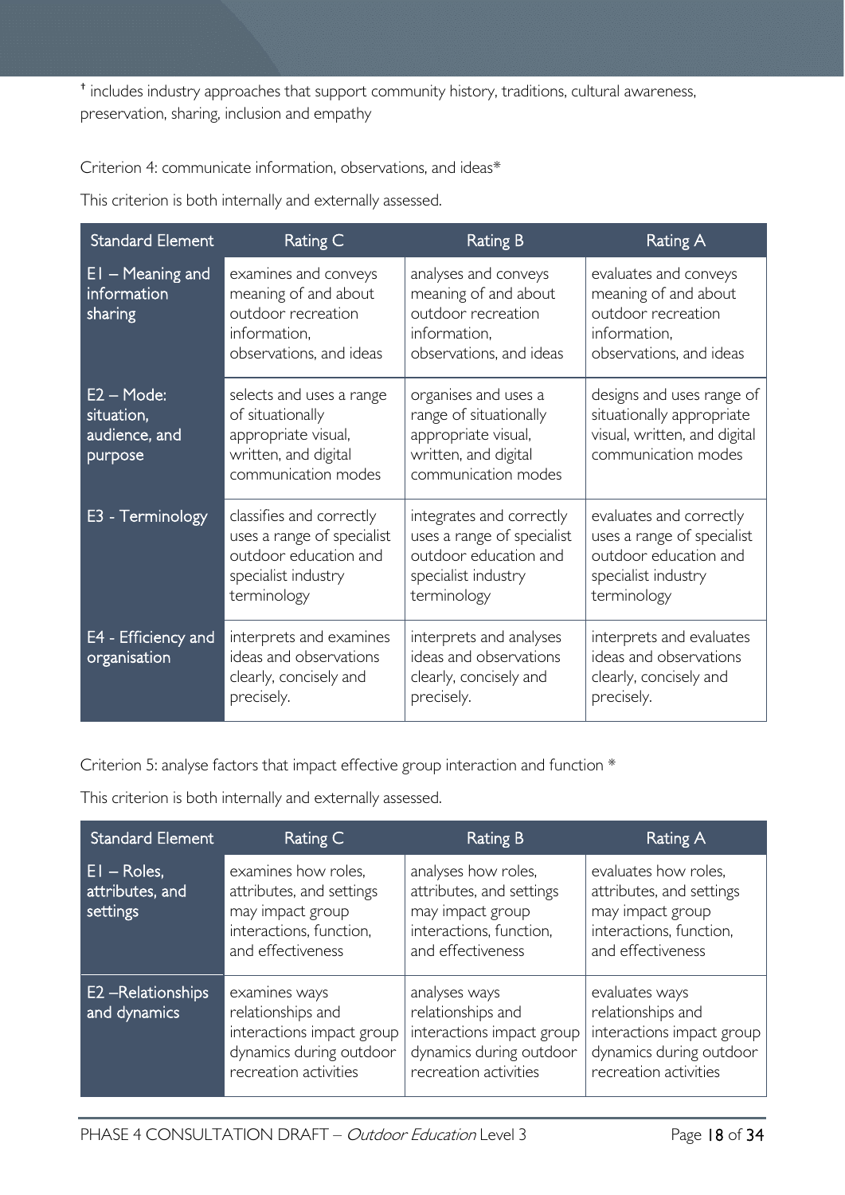ᵻ includes industry approaches that support community history, traditions, cultural awareness, preservation, sharing, inclusion and empathy

Criterion 4: communicate information, observations, and ideas*

This criterion is both internally and externally assessed.

| Standard Element | Rating C | Rating B | Rating A |
| --- | --- | --- | --- |
| E1 – Meaning and information sharing | examines and conveys meaning of and about outdoor recreation information, observations, and ideas | analyses and conveys meaning of and about outdoor recreation information, observations, and ideas | evaluates and conveys meaning of and about outdoor recreation information, observations, and ideas |
| E2 – Mode: situation, audience, and purpose | selects and uses a range of situationally appropriate visual, written, and digital communication modes | organises and uses a range of situationally appropriate visual, written, and digital communication modes | designs and uses range of situationally appropriate visual, written, and digital communication modes |
| E3 - Terminology | classifies and correctly uses a range of specialist outdoor education and specialist industry terminology | integrates and correctly uses a range of specialist outdoor education and specialist industry terminology | evaluates and correctly uses a range of specialist outdoor education and specialist industry terminology |
| E4 - Efficiency and organisation | interprets and examines ideas and observations clearly, concisely and precisely. | interprets and analyses ideas and observations clearly, concisely and precisely. | interprets and evaluates ideas and observations clearly, concisely and precisely. |

Criterion 5: analyse factors that impact effective group interaction and function *

This criterion is both internally and externally assessed.

| Standard Element | Rating C | Rating B | Rating A |
| --- | --- | --- | --- |
| E1 – Roles, attributes, and settings | examines how roles, attributes, and settings may impact group interactions, function, and effectiveness | analyses how roles, attributes, and settings may impact group interactions, function, and effectiveness | evaluates how roles, attributes, and settings may impact group interactions, function, and effectiveness |
| E2 –Relationships and dynamics | examines ways relationships and interactions impact group dynamics during outdoor recreation activities | analyses ways relationships and interactions impact group dynamics during outdoor recreation activities | evaluates ways relationships and interactions impact group dynamics during outdoor recreation activities |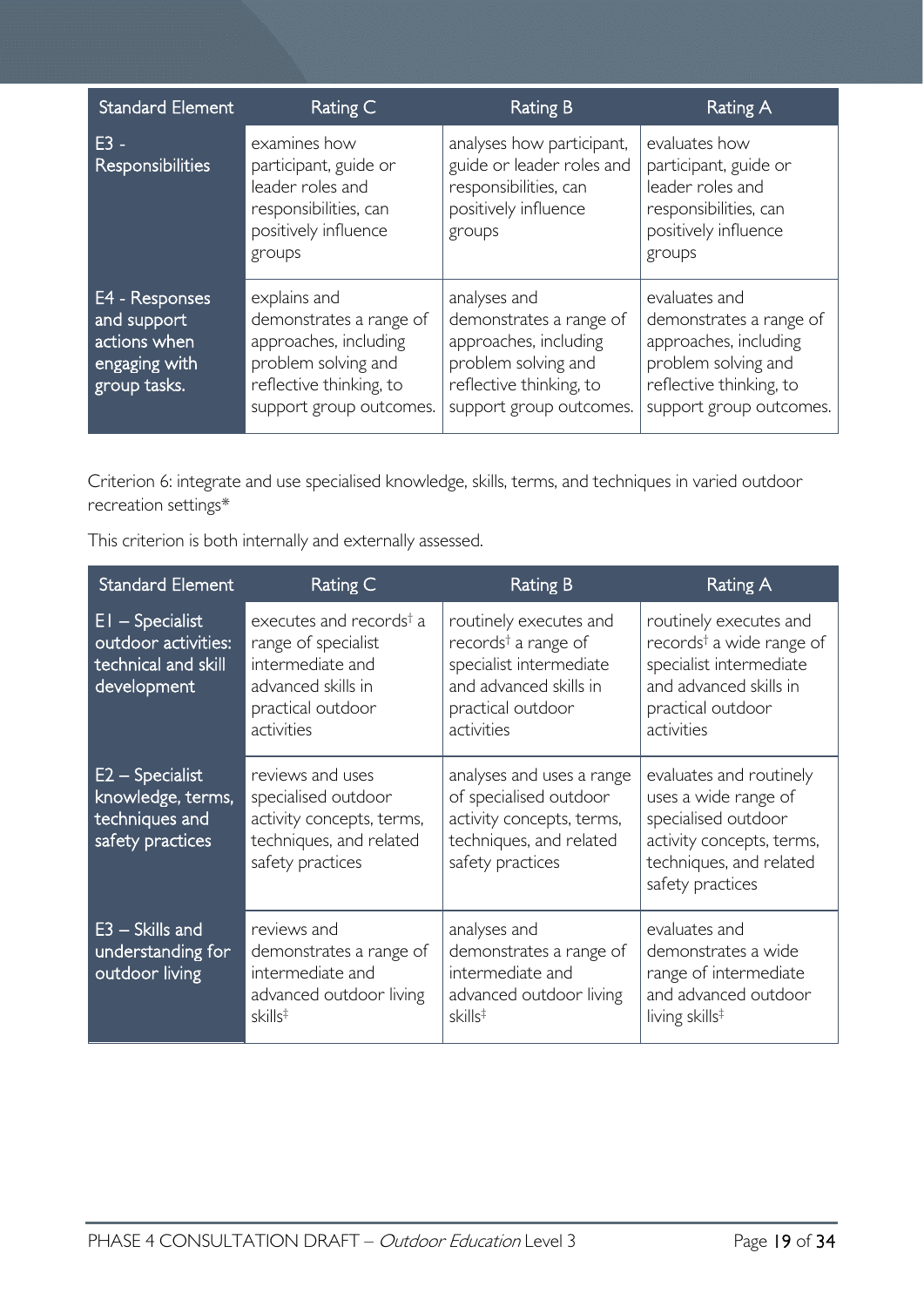| Standard Element | Rating C | Rating B | Rating A |
|---|---|---|---|
| E3 - Responsibilities | examines how participant, guide or leader roles and responsibilities, can positively influence groups | analyses how participant, guide or leader roles and responsibilities, can positively influence groups | evaluates how participant, guide or leader roles and responsibilities, can positively influence groups |
| E4 - Responses and support actions when engaging with group tasks. | explains and demonstrates a range of approaches, including problem solving and reflective thinking, to support group outcomes. | analyses and demonstrates a range of approaches, including problem solving and reflective thinking, to support group outcomes. | evaluates and demonstrates a range of approaches, including problem solving and reflective thinking, to support group outcomes. |

Criterion 6: integrate and use specialised knowledge, skills, terms, and techniques in varied outdoor recreation settings*

This criterion is both internally and externally assessed.

| Standard Element | Rating C | Rating B | Rating A |
|---|---|---|---|
| E1 – Specialist outdoor activities: technical and skill development | executes and records† a range of specialist intermediate and advanced skills in practical outdoor activities | routinely executes and records† a range of specialist intermediate and advanced skills in practical outdoor activities | routinely executes and records† a wide range of specialist intermediate and advanced skills in practical outdoor activities |
| E2 – Specialist knowledge, terms, techniques and safety practices | reviews and uses specialised outdoor activity concepts, terms, techniques, and related safety practices | analyses and uses a range of specialised outdoor activity concepts, terms, techniques, and related safety practices | evaluates and routinely uses a wide range of specialised outdoor activity concepts, terms, techniques, and related safety practices |
| E3 – Skills and understanding for outdoor living | reviews and demonstrates a range of intermediate and advanced outdoor living skills‡ | analyses and demonstrates a range of intermediate and advanced outdoor living skills‡ | evaluates and demonstrates a wide range of intermediate and advanced outdoor living skills‡ |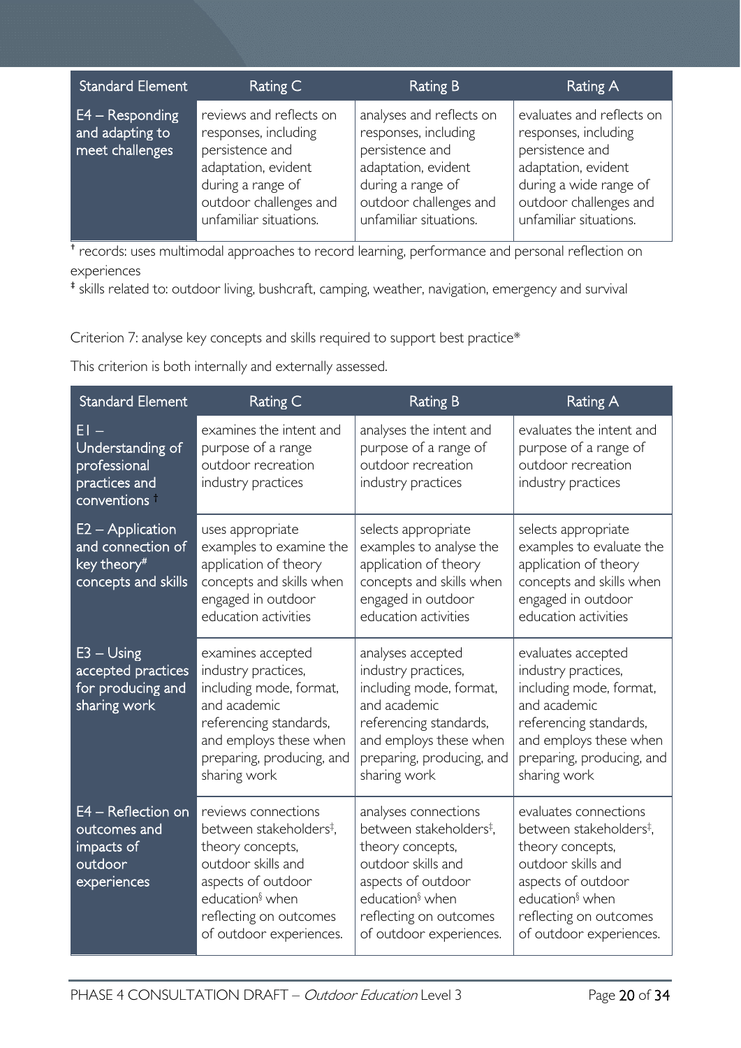| Standard Element | Rating C | Rating B | Rating A |
|---|---|---|---|
| E4 – Responding and adapting to meet challenges | reviews and reflects on responses, including persistence and adaptation, evident during a range of outdoor challenges and unfamiliar situations. | analyses and reflects on responses, including persistence and adaptation, evident during a range of outdoor challenges and unfamiliar situations. | evaluates and reflects on responses, including persistence and adaptation, evident during a wide range of outdoor challenges and unfamiliar situations. |

† records: uses multimodal approaches to record learning, performance and personal reflection on experiences

‡ skills related to: outdoor living, bushcraft, camping, weather, navigation, emergency and survival

Criterion 7: analyse key concepts and skills required to support best practice*

This criterion is both internally and externally assessed.

| Standard Element | Rating C | Rating B | Rating A |
|---|---|---|---|
| E1 – Understanding of professional practices and conventions † | examines the intent and purpose of a range outdoor recreation industry practices | analyses the intent and purpose of a range of outdoor recreation industry practices | evaluates the intent and purpose of a range of outdoor recreation industry practices |
| E2 – Application and connection of key theory# concepts and skills | uses appropriate examples to examine the application of theory concepts and skills when engaged in outdoor education activities | selects appropriate examples to analyse the application of theory concepts and skills when engaged in outdoor education activities | selects appropriate examples to evaluate the application of theory concepts and skills when engaged in outdoor education activities |
| E3 – Using accepted practices for producing and sharing work | examines accepted industry practices, including mode, format, and academic referencing standards, and employs these when preparing, producing, and sharing work | analyses accepted industry practices, including mode, format, and academic referencing standards, and employs these when preparing, producing, and sharing work | evaluates accepted industry practices, including mode, format, and academic referencing standards, and employs these when preparing, producing, and sharing work |
| E4 – Reflection on outcomes and impacts of outdoor experiences | reviews connections between stakeholders‡, theory concepts, outdoor skills and aspects of outdoor education§ when reflecting on outcomes of outdoor experiences. | analyses connections between stakeholders‡, theory concepts, outdoor skills and aspects of outdoor education§ when reflecting on outcomes of outdoor experiences. | evaluates connections between stakeholders‡, theory concepts, outdoor skills and aspects of outdoor education§ when reflecting on outcomes of outdoor experiences. |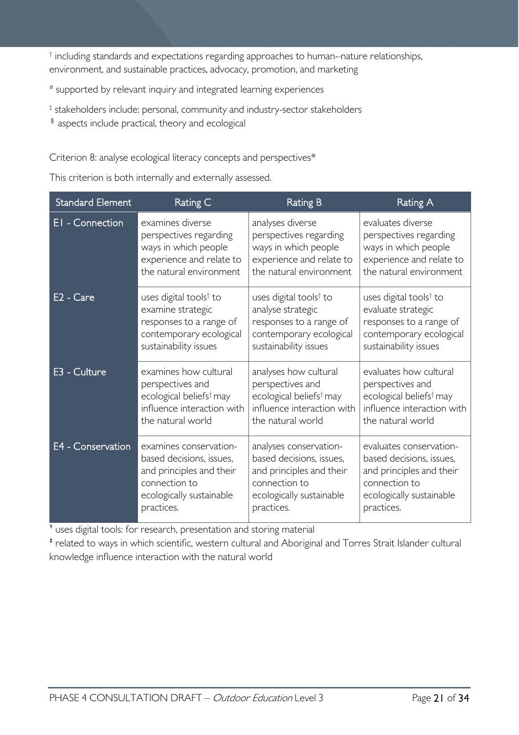† including standards and expectations regarding approaches to human--nature relationships, environment, and sustainable practices, advocacy, promotion, and marketing

# supported by relevant inquiry and integrated learning experiences

‡ stakeholders include: personal, community and industry-sector stakeholders

§ aspects include practical, theory and ecological

Criterion 8: analyse ecological literacy concepts and perspectives*

This criterion is both internally and externally assessed.

| Standard Element | Rating C | Rating B | Rating A |
|---|---|---|---|
| E1 - Connection | examines diverse perspectives regarding ways in which people experience and relate to the natural environment | analyses diverse perspectives regarding ways in which people experience and relate to the natural environment | evaluates diverse perspectives regarding ways in which people experience and relate to the natural environment |
| E2 - Care | uses digital tools† to examine strategic responses to a range of contemporary ecological sustainability issues | uses digital tools† to analyse strategic responses to a range of contemporary ecological sustainability issues | uses digital tools† to evaluate strategic responses to a range of contemporary ecological sustainability issues |
| E3 - Culture | examines how cultural perspectives and ecological beliefs‡ may influence interaction with the natural world | analyses how cultural perspectives and ecological beliefs‡ may influence interaction with the natural world | evaluates how cultural perspectives and ecological beliefs‡ may influence interaction with the natural world |
| E4 - Conservation | examines conservation-based decisions, issues, and principles and their connection to ecologically sustainable practices. | analyses conservation-based decisions, issues, and principles and their connection to ecologically sustainable practices. | evaluates conservation-based decisions, issues, and principles and their connection to ecologically sustainable practices. |

† uses digital tools: for research, presentation and storing material

‡ related to ways in which scientific, western cultural and Aboriginal and Torres Strait Islander cultural knowledge influence interaction with the natural world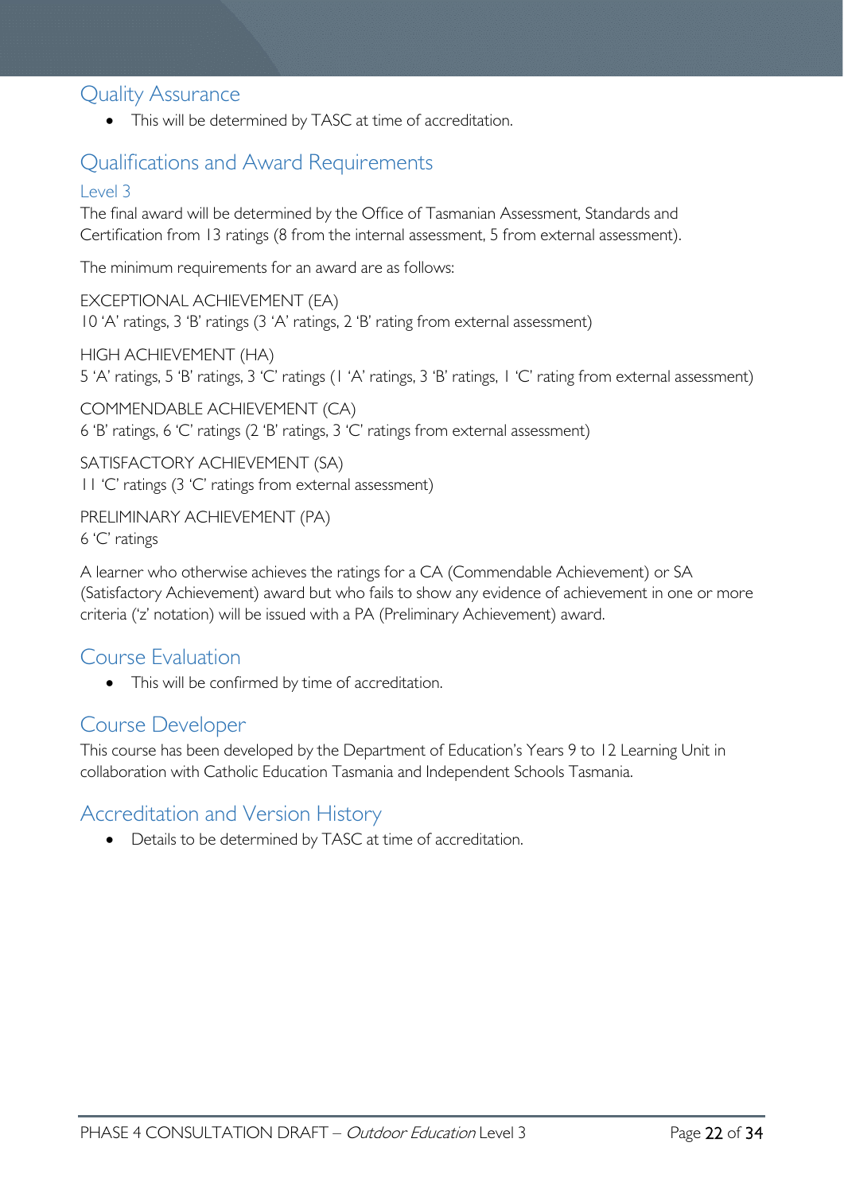## Quality Assurance

- This will be determined by TASC at time of accreditation.

## Qualifications and Award Requirements

### Level 3

The final award will be determined by the Office of Tasmanian Assessment, Standards and Certification from 13 ratings (8 from the internal assessment, 5 from external assessment).

The minimum requirements for an award are as follows:

EXCEPTIONAL ACHIEVEMENT (EA)
10 'A' ratings, 3 'B' ratings (3 'A' ratings, 2 'B' rating from external assessment)

HIGH ACHIEVEMENT (HA)
5 'A' ratings, 5 'B' ratings, 3 'C' ratings (1 'A' ratings, 3 'B' ratings, 1 'C' rating from external assessment)

COMMENDABLE ACHIEVEMENT (CA)
6 'B' ratings, 6 'C' ratings (2 'B' ratings, 3 'C' ratings from external assessment)

SATISFACTORY ACHIEVEMENT (SA)
11 'C' ratings (3 'C' ratings from external assessment)

PRELIMINARY ACHIEVEMENT (PA)
6 'C' ratings

A learner who otherwise achieves the ratings for a CA (Commendable Achievement) or SA (Satisfactory Achievement) award but who fails to show any evidence of achievement in one or more criteria ('z' notation) will be issued with a PA (Preliminary Achievement) award.

## Course Evaluation

- This will be confirmed by time of accreditation.

## Course Developer

This course has been developed by the Department of Education's Years 9 to 12 Learning Unit in collaboration with Catholic Education Tasmania and Independent Schools Tasmania.

## Accreditation and Version History

- Details to be determined by TASC at time of accreditation.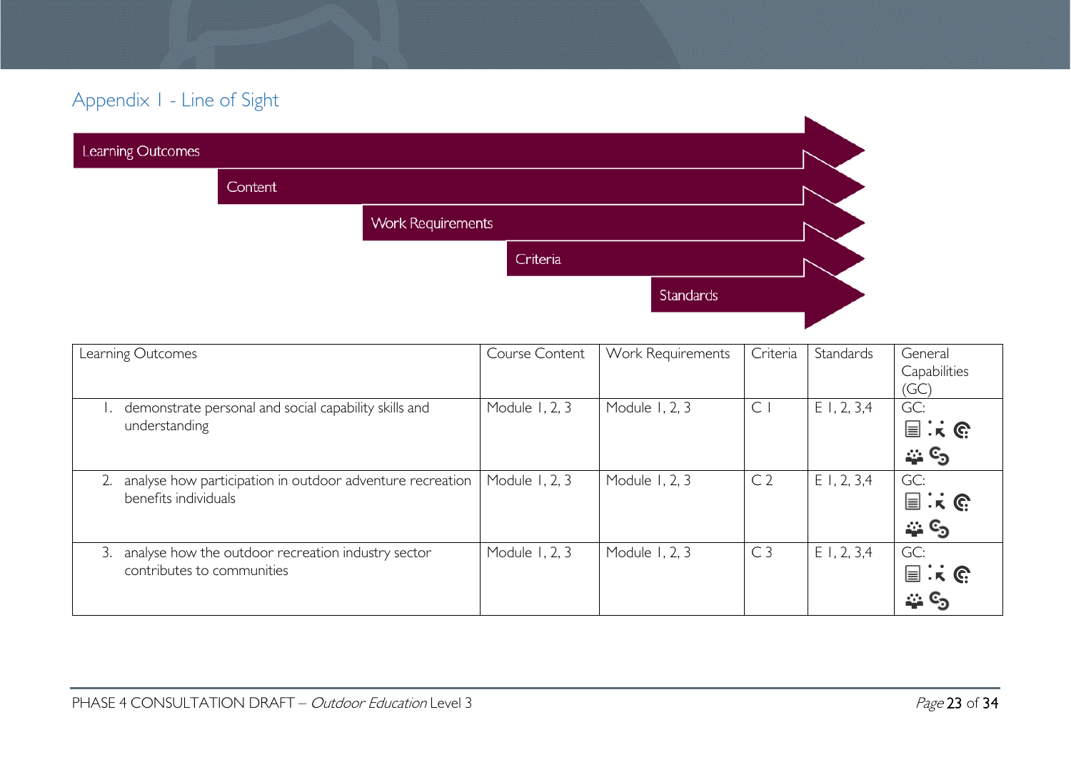## Appendix 1 - Line of Sight

Learning Outcomes

Content

Work Requirements

Criteria

Standards

| Learning Outcomes | Course Content | Work Requirements | Criteria | Standards | General Capabilities (GC) |
|---|---|---|---|---|---|
| 1. demonstrate personal and social capability skills and understanding | Module 1, 2, 3 | Module 1, 2, 3 | C 1 | E 1, 2, 3,4 | GC: |
| 2. analyse how participation in outdoor adventure recreation benefits individuals | Module 1, 2, 3 | Module 1, 2, 3 | C 2 | E 1, 2, 3,4 | GC: |
| 3. analyse how the outdoor recreation industry sector contributes to communities | Module 1, 2, 3 | Module 1, 2, 3 | C 3 | E 1, 2, 3,4 | GC: |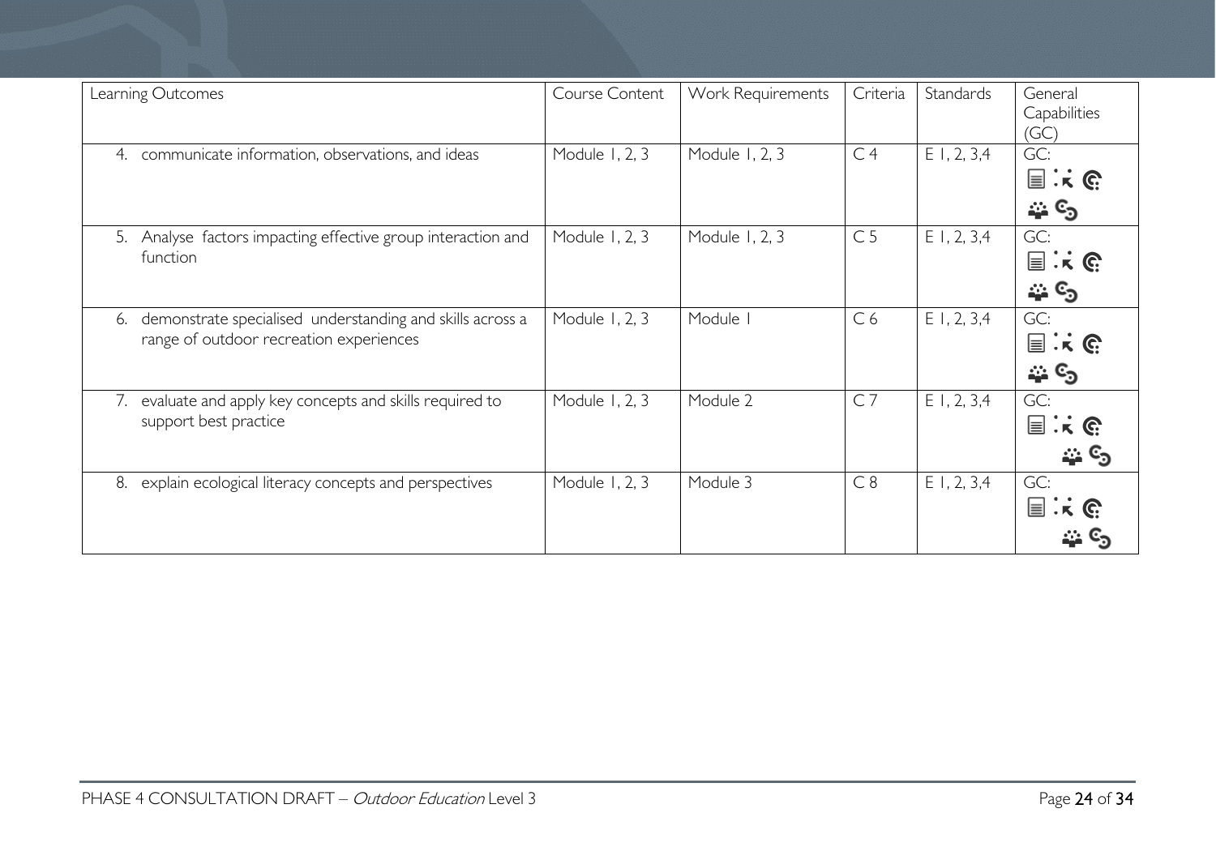| Learning Outcomes | Course Content | Work Requirements | Criteria | Standards | General Capabilities (GC) |
|---|---|---|---|---|---|
| 4. communicate information, observations, and ideas | Module 1, 2, 3 | Module 1, 2, 3 | C 4 | E 1, 2, 3,4 | GC: |
| 5. Analyse factors impacting effective group interaction and function | Module 1, 2, 3 | Module 1, 2, 3 | C 5 | E 1, 2, 3,4 | GC: |
| 6. demonstrate specialised understanding and skills across a range of outdoor recreation experiences | Module 1, 2, 3 | Module 1 | C 6 | E 1, 2, 3,4 | GC: |
| 7. evaluate and apply key concepts and skills required to support best practice | Module 1, 2, 3 | Module 2 | C 7 | E 1, 2, 3,4 | GC: |
| 8. explain ecological literacy concepts and perspectives | Module 1, 2, 3 | Module 3 | C 8 | E 1, 2, 3,4 | GC: |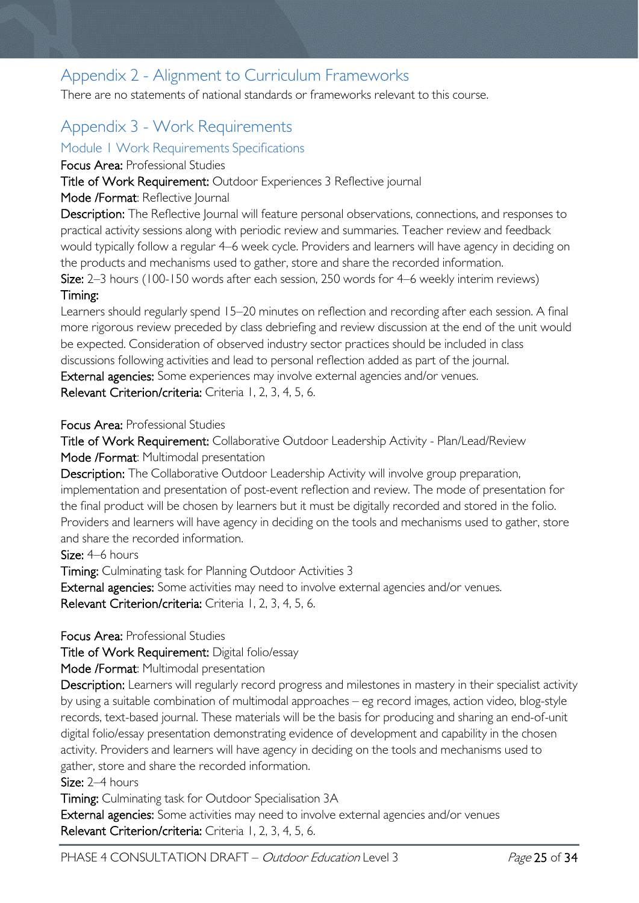## Appendix 2 - Alignment to Curriculum Frameworks

There are no statements of national standards or frameworks relevant to this course.

## Appendix 3 - Work Requirements

### Module 1 Work Requirements Specifications

**Focus Area:** Professional Studies

**Title of Work Requirement:** Outdoor Experiences 3 Reflective journal

**Mode /Format**: Reflective Journal

**Description:** The Reflective Journal will feature personal observations, connections, and responses to practical activity sessions along with periodic review and summaries. Teacher review and feedback would typically follow a regular 4–6 week cycle. Providers and learners will have agency in deciding on the products and mechanisms used to gather, store and share the recorded information.

**Size:** 2–3 hours (100-150 words after each session, 250 words for 4–6 weekly interim reviews)

**Timing:**

Learners should regularly spend 15–20 minutes on reflection and recording after each session. A final more rigorous review preceded by class debriefing and review discussion at the end of the unit would be expected. Consideration of observed industry sector practices should be included in class discussions following activities and lead to personal reflection added as part of the journal.

**External agencies:** Some experiences may involve external agencies and/or venues.

**Relevant Criterion/criteria:** Criteria 1, 2, 3, 4, 5, 6.

**Focus Area:** Professional Studies

**Title of Work Requirement:** Collaborative Outdoor Leadership Activity - Plan/Lead/Review

**Mode /Format**: Multimodal presentation

**Description:** The Collaborative Outdoor Leadership Activity will involve group preparation, implementation and presentation of post-event reflection and review. The mode of presentation for the final product will be chosen by learners but it must be digitally recorded and stored in the folio. Providers and learners will have agency in deciding on the tools and mechanisms used to gather, store and share the recorded information.

**Size:** 4–6 hours

**Timing:** Culminating task for Planning Outdoor Activities 3

**External agencies:** Some activities may need to involve external agencies and/or venues.

**Relevant Criterion/criteria:** Criteria 1, 2, 3, 4, 5, 6.

**Focus Area:** Professional Studies

**Title of Work Requirement:** Digital folio/essay

**Mode /Format**: Multimodal presentation

**Description:** Learners will regularly record progress and milestones in mastery in their specialist activity by using a suitable combination of multimodal approaches – eg record images, action video, blog-style records, text-based journal. These materials will be the basis for producing and sharing an end-of-unit digital folio/essay presentation demonstrating evidence of development and capability in the chosen activity. Providers and learners will have agency in deciding on the tools and mechanisms used to gather, store and share the recorded information.

**Size:** 2–4 hours

**Timing:** Culminating task for Outdoor Specialisation 3A

**External agencies:** Some activities may need to involve external agencies and/or venues

**Relevant Criterion/criteria:** Criteria 1, 2, 3, 4, 5, 6.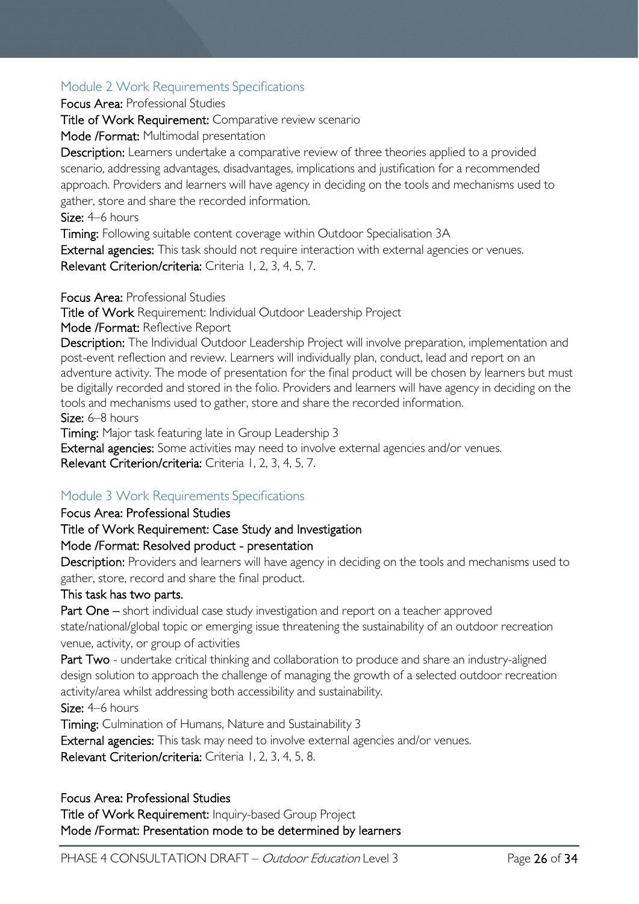## Module 2 Work Requirements Specifications

**Focus Area:** Professional Studies

**Title of Work Requirement:** Comparative review scenario

**Mode /Format:** Multimodal presentation

**Description:** Learners undertake a comparative review of three theories applied to a provided scenario, addressing advantages, disadvantages, implications and justification for a recommended approach. Providers and learners will have agency in deciding on the tools and mechanisms used to gather, store and share the recorded information.

**Size:** 4–6 hours

**Timing:** Following suitable content coverage within Outdoor Specialisation 3A

**External agencies:** This task should not require interaction with external agencies or venues.

**Relevant Criterion/criteria:** Criteria 1, 2, 3, 4, 5, 7.

**Focus Area:** Professional Studies

**Title of Work** Requirement: Individual Outdoor Leadership Project

**Mode /Format:** Reflective Report

**Description:** The Individual Outdoor Leadership Project will involve preparation, implementation and post-event reflection and review. Learners will individually plan, conduct, lead and report on an adventure activity. The mode of presentation for the final product will be chosen by learners but must be digitally recorded and stored in the folio. Providers and learners will have agency in deciding on the tools and mechanisms used to gather, store and share the recorded information.

**Size:** 6–8 hours

**Timing:** Major task featuring late in Group Leadership 3

**External agencies:** Some activities may need to involve external agencies and/or venues.

**Relevant Criterion/criteria:** Criteria 1, 2, 3, 4, 5, 7.

## Module 3 Work Requirements Specifications

**Focus Area: Professional Studies**

**Title of Work Requirement: Case Study and Investigation**

**Mode /Format: Resolved product - presentation**

**Description:** Providers and learners will have agency in deciding on the tools and mechanisms used to gather, store, record and share the final product.

**This task has two parts.**

**Part One** – short individual case study investigation and report on a teacher approved state/national/global topic or emerging issue threatening the sustainability of an outdoor recreation venue, activity, or group of activities

**Part Two** - undertake critical thinking and collaboration to produce and share an industry-aligned design solution to approach the challenge of managing the growth of a selected outdoor recreation activity/area whilst addressing both accessibility and sustainability.

**Size:** 4–6 hours

**Timing:** Culmination of Humans, Nature and Sustainability 3

**External agencies:** This task may need to involve external agencies and/or venues.

**Relevant Criterion/criteria:** Criteria 1, 2, 3, 4, 5, 8.

**Focus Area: Professional Studies**

**Title of Work Requirement:** Inquiry-based Group Project

**Mode /Format: Presentation mode to be determined by learners**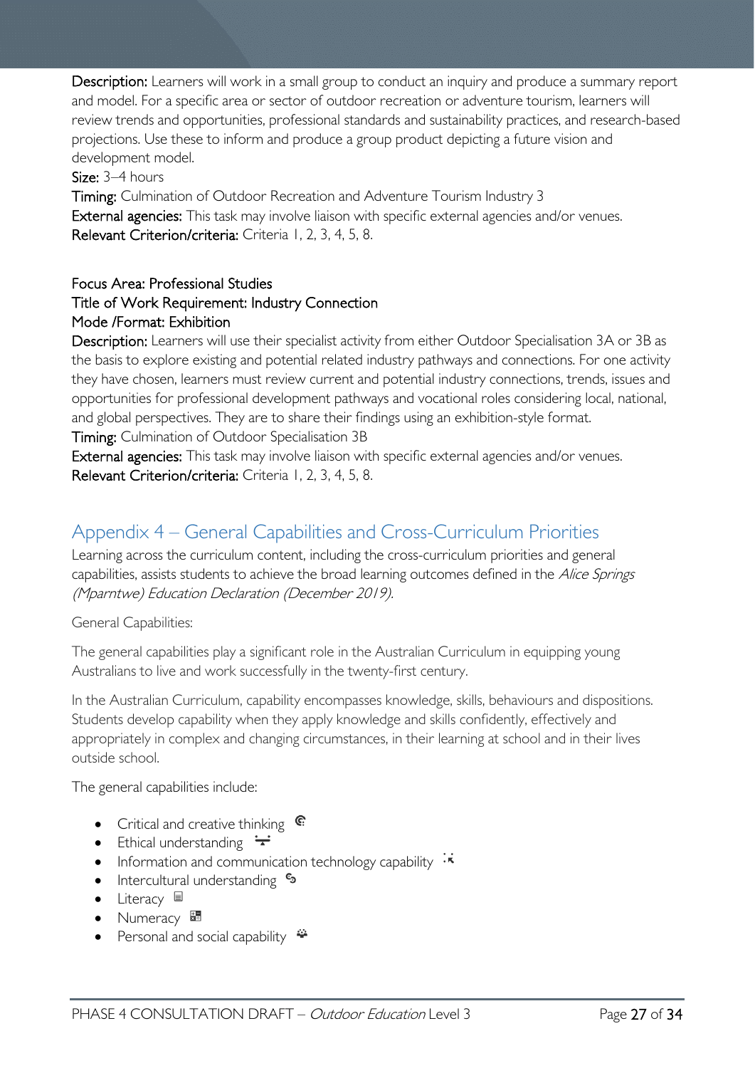**Description:** Learners will work in a small group to conduct an inquiry and produce a summary report and model. For a specific area or sector of outdoor recreation or adventure tourism, learners will review trends and opportunities, professional standards and sustainability practices, and research-based projections. Use these to inform and produce a group product depicting a future vision and development model.

**Size:** 3–4 hours

**Timing:** Culmination of Outdoor Recreation and Adventure Tourism Industry 3

**External agencies:** This task may involve liaison with specific external agencies and/or venues.

**Relevant Criterion/criteria:** Criteria 1, 2, 3, 4, 5, 8.

**Focus Area: Professional Studies**
**Title of Work Requirement: Industry Connection**
**Mode /Format: Exhibition**

**Description:** Learners will use their specialist activity from either Outdoor Specialisation 3A or 3B as the basis to explore existing and potential related industry pathways and connections. For one activity they have chosen, learners must review current and potential industry connections, trends, issues and opportunities for professional development pathways and vocational roles considering local, national, and global perspectives. They are to share their findings using an exhibition-style format.

**Timing:** Culmination of Outdoor Specialisation 3B

**External agencies:** This task may involve liaison with specific external agencies and/or venues.

**Relevant Criterion/criteria:** Criteria 1, 2, 3, 4, 5, 8.

## Appendix 4 – General Capabilities and Cross-Curriculum Priorities

Learning across the curriculum content, including the cross-curriculum priorities and general capabilities, assists students to achieve the broad learning outcomes defined in the *Alice Springs (Mparntwe) Education Declaration (December 2019).*

General Capabilities:

The general capabilities play a significant role in the Australian Curriculum in equipping young Australians to live and work successfully in the twenty-first century.

In the Australian Curriculum, capability encompasses knowledge, skills, behaviours and dispositions. Students develop capability when they apply knowledge and skills confidently, effectively and appropriately in complex and changing circumstances, in their learning at school and in their lives outside school.

The general capabilities include:

- Critical and creative thinking
- Ethical understanding
- Information and communication technology capability
- Intercultural understanding
- Literacy
- Numeracy
- Personal and social capability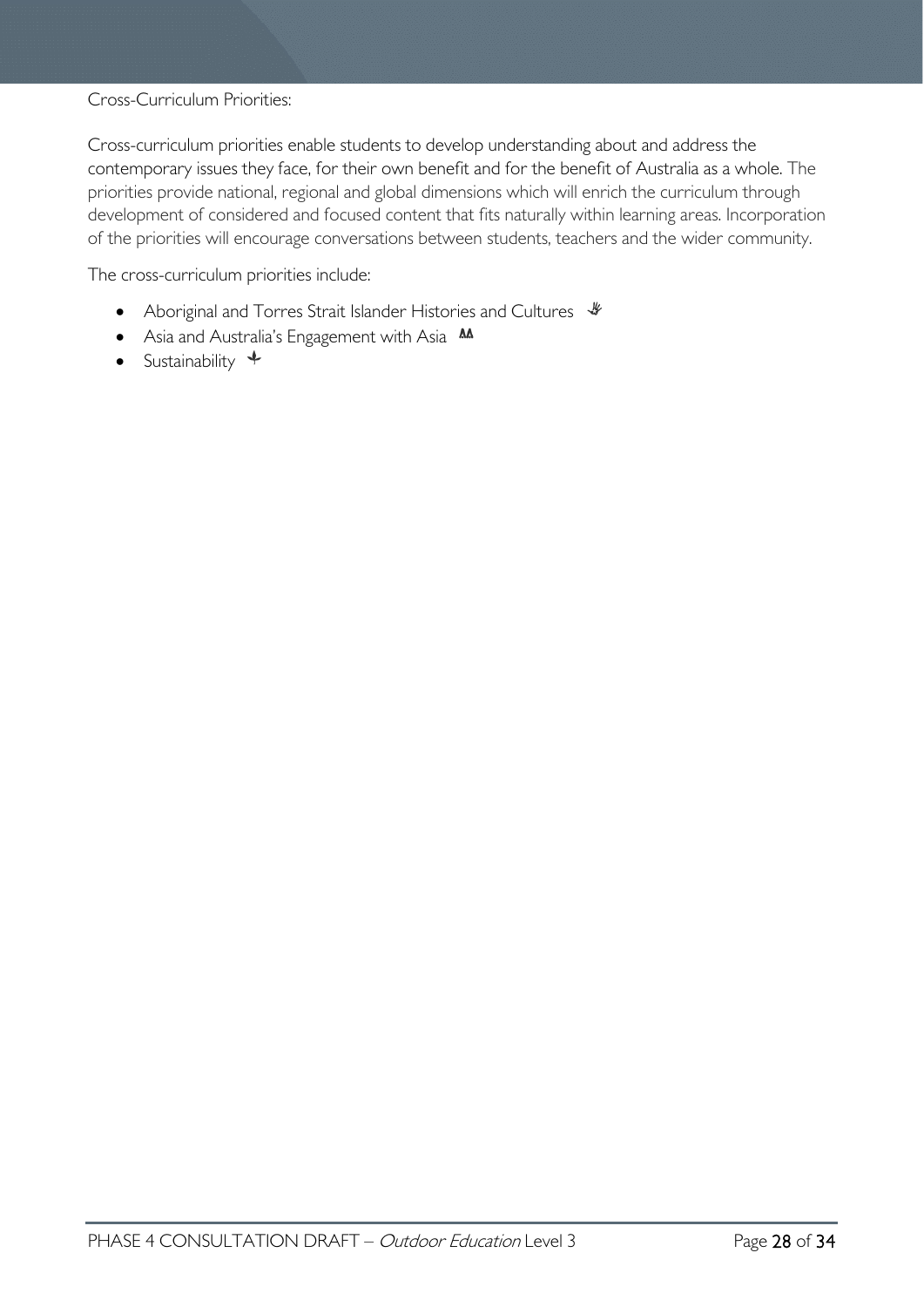Cross-Curriculum Priorities:

Cross-curriculum priorities enable students to develop understanding about and address the contemporary issues they face, for their own benefit and for the benefit of Australia as a whole. The priorities provide national, regional and global dimensions which will enrich the curriculum through development of considered and focused content that fits naturally within learning areas. Incorporation of the priorities will encourage conversations between students, teachers and the wider community.

The cross-curriculum priorities include:

- Aboriginal and Torres Strait Islander Histories and Cultures
- Asia and Australia's Engagement with Asia
- Sustainability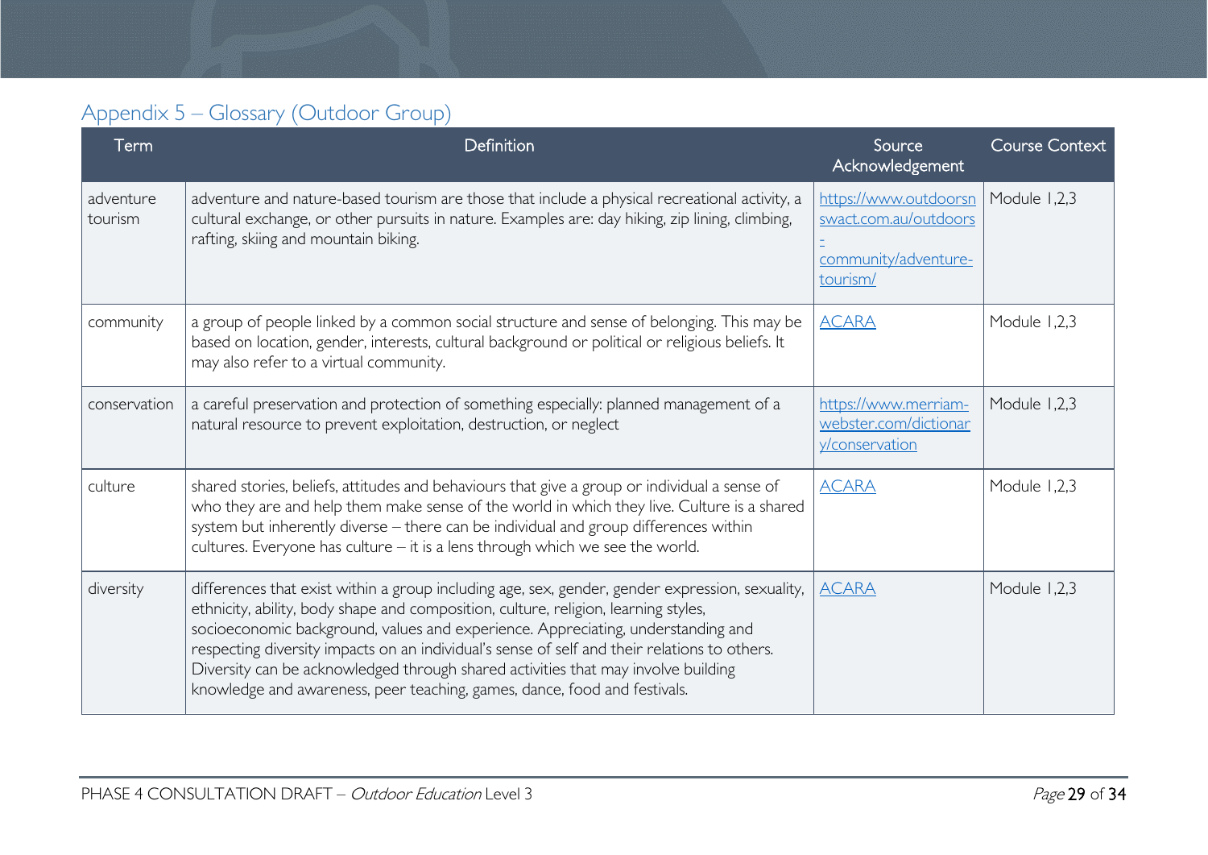## Appendix 5 – Glossary (Outdoor Group)

| Term | Definition | Source Acknowledgement | Course Context |
|---|---|---|---|
| adventure tourism | adventure and nature-based tourism are those that include a physical recreational activity, a cultural exchange, or other pursuits in nature. Examples are: day hiking, zip lining, climbing, rafting, skiing and mountain biking. | https://www.outdoorsnswact.com.au/outdoors-community/adventure-tourism/ | Module 1,2,3 |
| community | a group of people linked by a common social structure and sense of belonging. This may be based on location, gender, interests, cultural background or political or religious beliefs. It may also refer to a virtual community. | ACARA | Module 1,2,3 |
| conservation | a careful preservation and protection of something especially: planned management of a natural resource to prevent exploitation, destruction, or neglect | https://www.merriam-webster.com/dictionary/conservation | Module 1,2,3 |
| culture | shared stories, beliefs, attitudes and behaviours that give a group or individual a sense of who they are and help them make sense of the world in which they live. Culture is a shared system but inherently diverse – there can be individual and group differences within cultures. Everyone has culture – it is a lens through which we see the world. | ACARA | Module 1,2,3 |
| diversity | differences that exist within a group including age, sex, gender, gender expression, sexuality, ethnicity, ability, body shape and composition, culture, religion, learning styles, socioeconomic background, values and experience. Appreciating, understanding and respecting diversity impacts on an individual's sense of self and their relations to others. Diversity can be acknowledged through shared activities that may involve building knowledge and awareness, peer teaching, games, dance, food and festivals. | ACARA | Module 1,2,3 |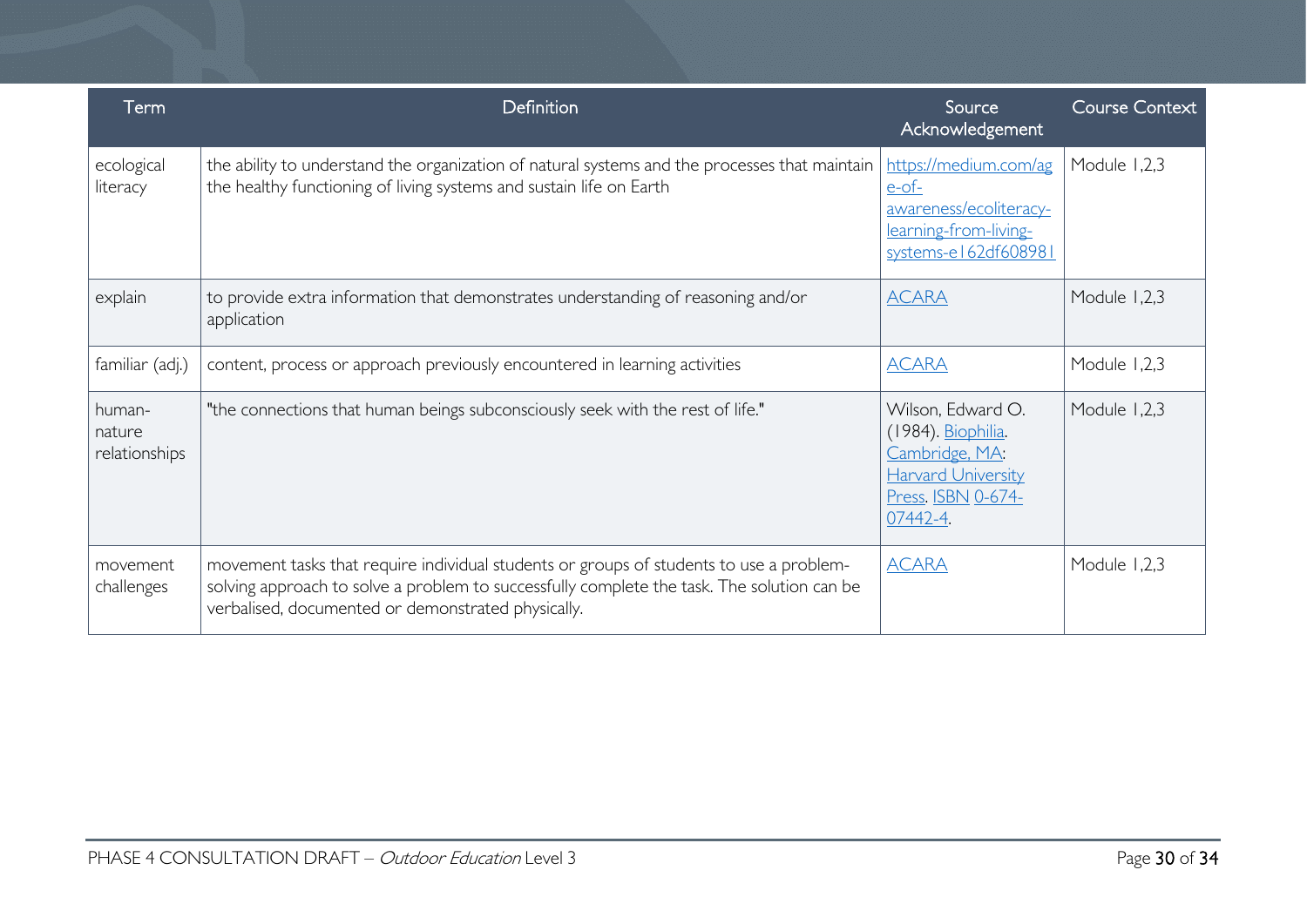| Term | Definition | Source Acknowledgement | Course Context |
|---|---|---|---|
| ecological literacy | the ability to understand the organization of natural systems and the processes that maintain the healthy functioning of living systems and sustain life on Earth | https://medium.com/age-of-awareness/ecoliteracy-learning-from-living-systems-e162df608981 | Module 1,2,3 |
| explain | to provide extra information that demonstrates understanding of reasoning and/or application | ACARA | Module 1,2,3 |
| familiar (adj.) | content, process or approach previously encountered in learning activities | ACARA | Module 1,2,3 |
| human-nature relationships | "the connections that human beings subconsciously seek with the rest of life." | Wilson, Edward O. (1984). Biophilia. Cambridge, MA: Harvard University Press. ISBN 0-674-07442-4. | Module 1,2,3 |
| movement challenges | movement tasks that require individual students or groups of students to use a problem-solving approach to solve a problem to successfully complete the task. The solution can be verbalised, documented or demonstrated physically. | ACARA | Module 1,2,3 |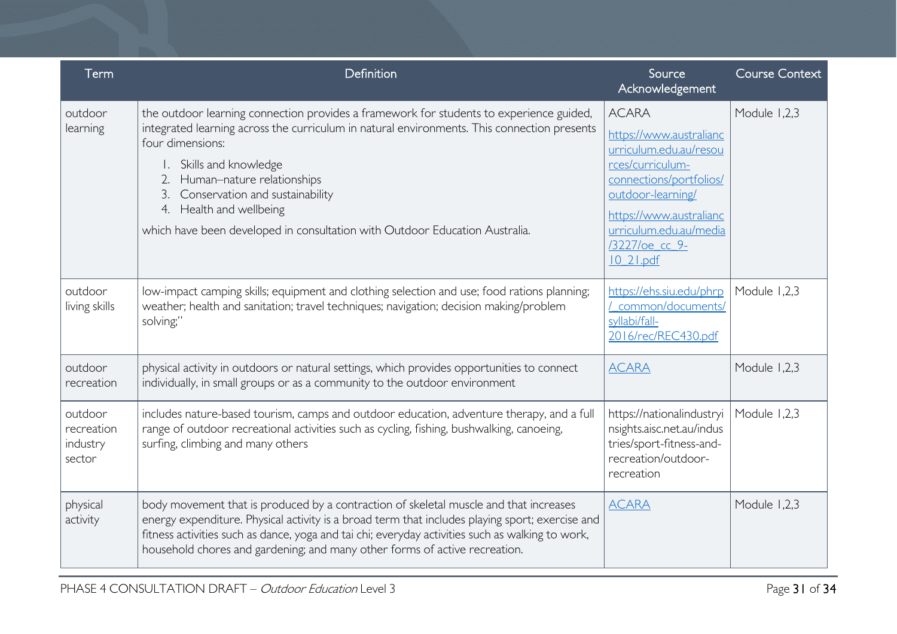| Term | Definition | Source Acknowledgement | Course Context |
|---|---|---|---|
| outdoor learning | the outdoor learning connection provides a framework for students to experience guided, integrated learning across the curriculum in natural environments. This connection presents four dimensions:<br>1. Skills and knowledge<br>2. Human–nature relationships<br>3. Conservation and sustainability<br>4. Health and wellbeing<br>which have been developed in consultation with Outdoor Education Australia. | ACARA<br>https://www.australiancurriculum.edu.au/resources/curriculum-connections/portfolios/outdoor-learning/<br>https://www.australiancurriculum.edu.au/media/3227/oe_cc_9-10_21.pdf | Module 1,2,3 |
| outdoor living skills | low-impact camping skills; equipment and clothing selection and use; food rations planning; weather; health and sanitation; travel techniques; navigation; decision making/problem solving;" | https://ehs.siu.edu/phrp/_common/documents/syllabi/fall-2016/rec/REC430.pdf | Module 1,2,3 |
| outdoor recreation | physical activity in outdoors or natural settings, which provides opportunities to connect individually, in small groups or as a community to the outdoor environment | ACARA | Module 1,2,3 |
| outdoor recreation industry sector | includes nature-based tourism, camps and outdoor education, adventure therapy, and a full range of outdoor recreational activities such as cycling, fishing, bushwalking, canoeing, surfing, climbing and many others | https://nationalindustryinsights.aisc.net.au/industries/sport-fitness-and-recreation/outdoor-recreation | Module 1,2,3 |
| physical activity | body movement that is produced by a contraction of skeletal muscle and that increases energy expenditure. Physical activity is a broad term that includes playing sport; exercise and fitness activities such as dance, yoga and tai chi; everyday activities such as walking to work, household chores and gardening; and many other forms of active recreation. | ACARA | Module 1,2,3 |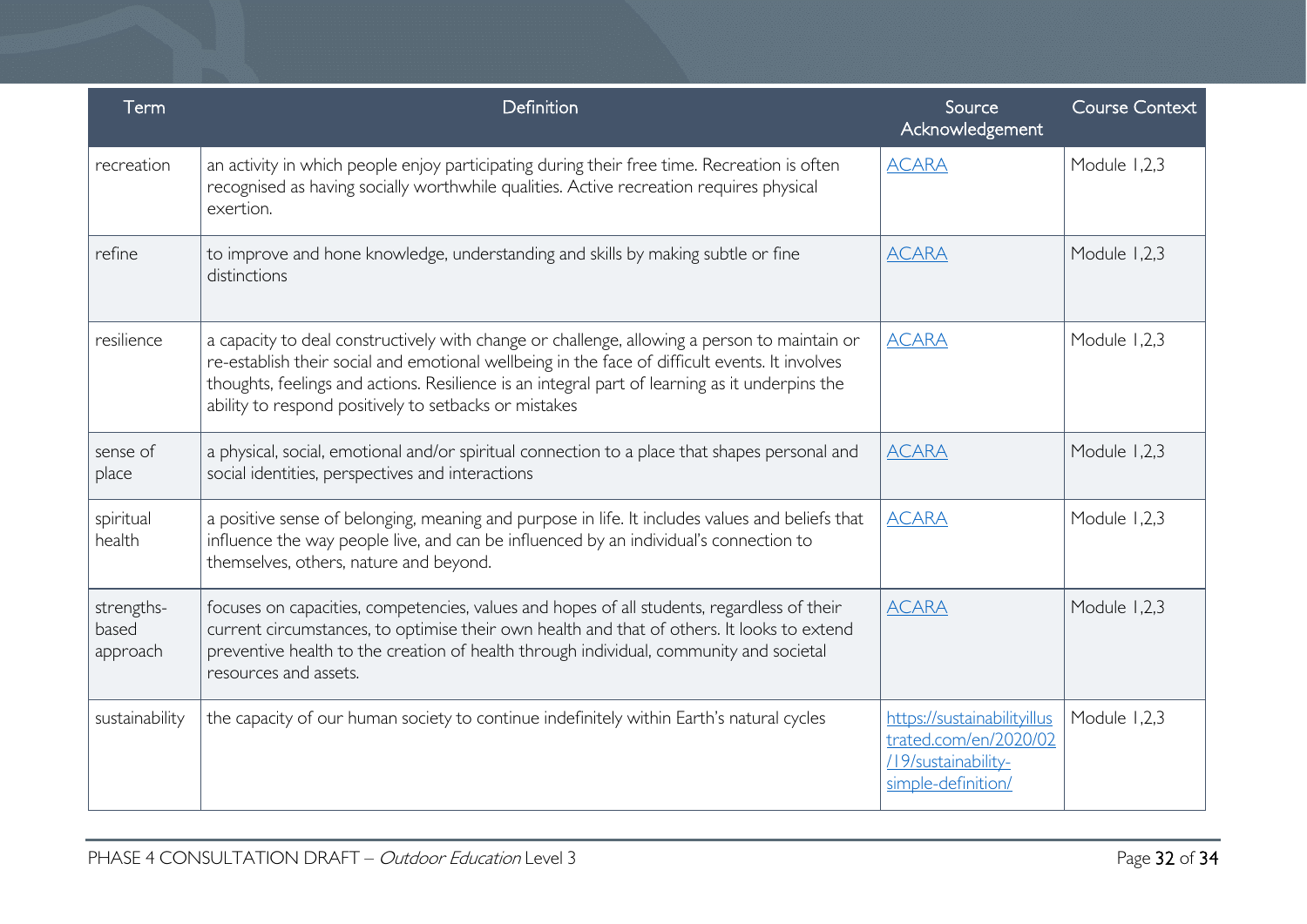| Term | Definition | Source Acknowledgement | Course Context |
| --- | --- | --- | --- |
| recreation | an activity in which people enjoy participating during their free time. Recreation is often recognised as having socially worthwhile qualities. Active recreation requires physical exertion. | ACARA | Module 1,2,3 |
| refine | to improve and hone knowledge, understanding and skills by making subtle or fine distinctions | ACARA | Module 1,2,3 |
| resilience | a capacity to deal constructively with change or challenge, allowing a person to maintain or re-establish their social and emotional wellbeing in the face of difficult events. It involves thoughts, feelings and actions. Resilience is an integral part of learning as it underpins the ability to respond positively to setbacks or mistakes | ACARA | Module 1,2,3 |
| sense of place | a physical, social, emotional and/or spiritual connection to a place that shapes personal and social identities, perspectives and interactions | ACARA | Module 1,2,3 |
| spiritual health | a positive sense of belonging, meaning and purpose in life. It includes values and beliefs that influence the way people live, and can be influenced by an individual's connection to themselves, others, nature and beyond. | ACARA | Module 1,2,3 |
| strengths-based approach | focuses on capacities, competencies, values and hopes of all students, regardless of their current circumstances, to optimise their own health and that of others. It looks to extend preventive health to the creation of health through individual, community and societal resources and assets. | ACARA | Module 1,2,3 |
| sustainability | the capacity of our human society to continue indefinitely within Earth's natural cycles | https://sustainabilityillustrated.com/en/2020/02/19/sustainability-simple-definition/ | Module 1,2,3 |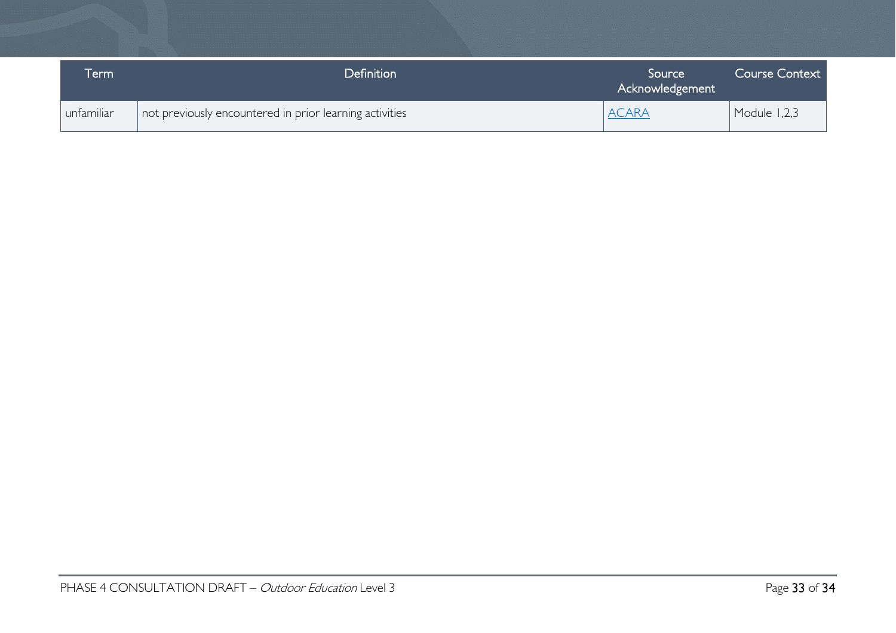| Term | Definition | Source Acknowledgement | Course Context |
| --- | --- | --- | --- |
| unfamiliar | not previously encountered in prior learning activities | [ACARA] | Module 1,2,3 |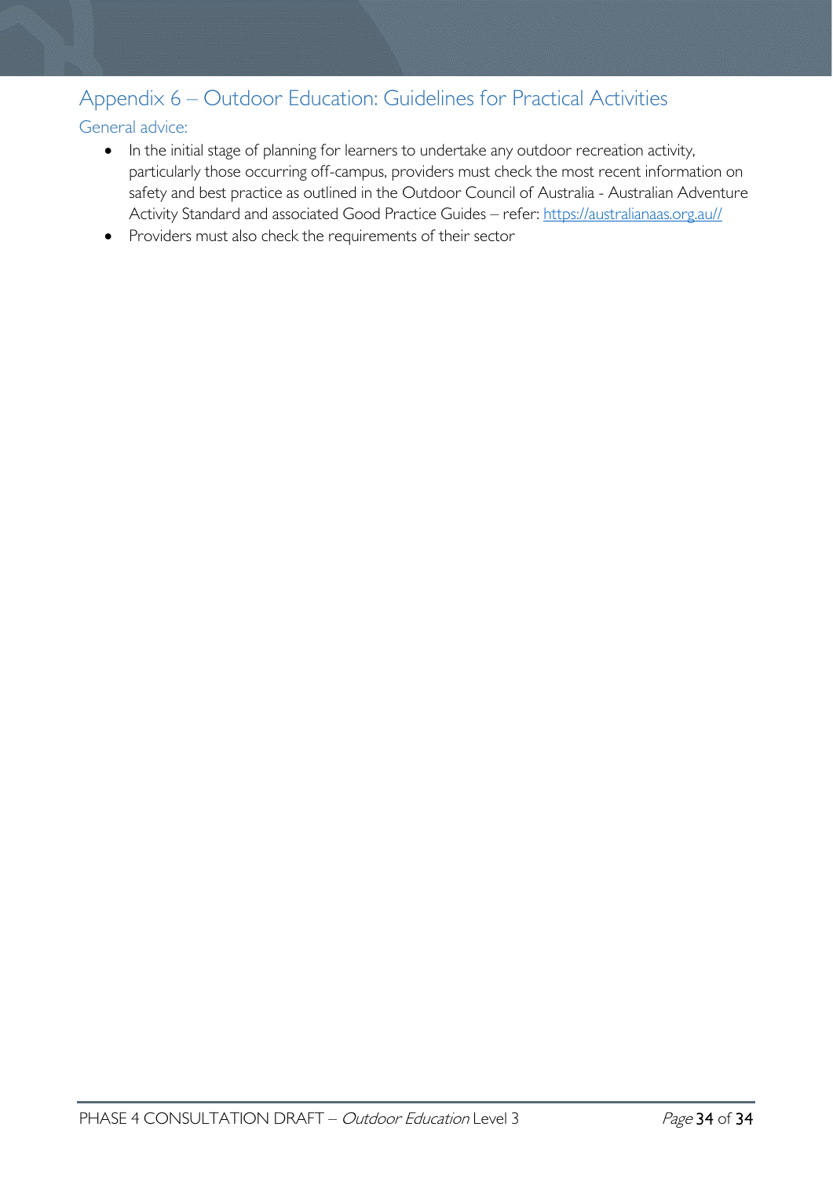## Appendix 6 – Outdoor Education: Guidelines for Practical Activities

### General advice:

- In the initial stage of planning for learners to undertake any outdoor recreation activity, particularly those occurring off-campus, providers must check the most recent information on safety and best practice as outlined in the Outdoor Council of Australia - Australian Adventure Activity Standard and associated Good Practice Guides – refer: https://australianaas.org.au//
- Providers must also check the requirements of their sector